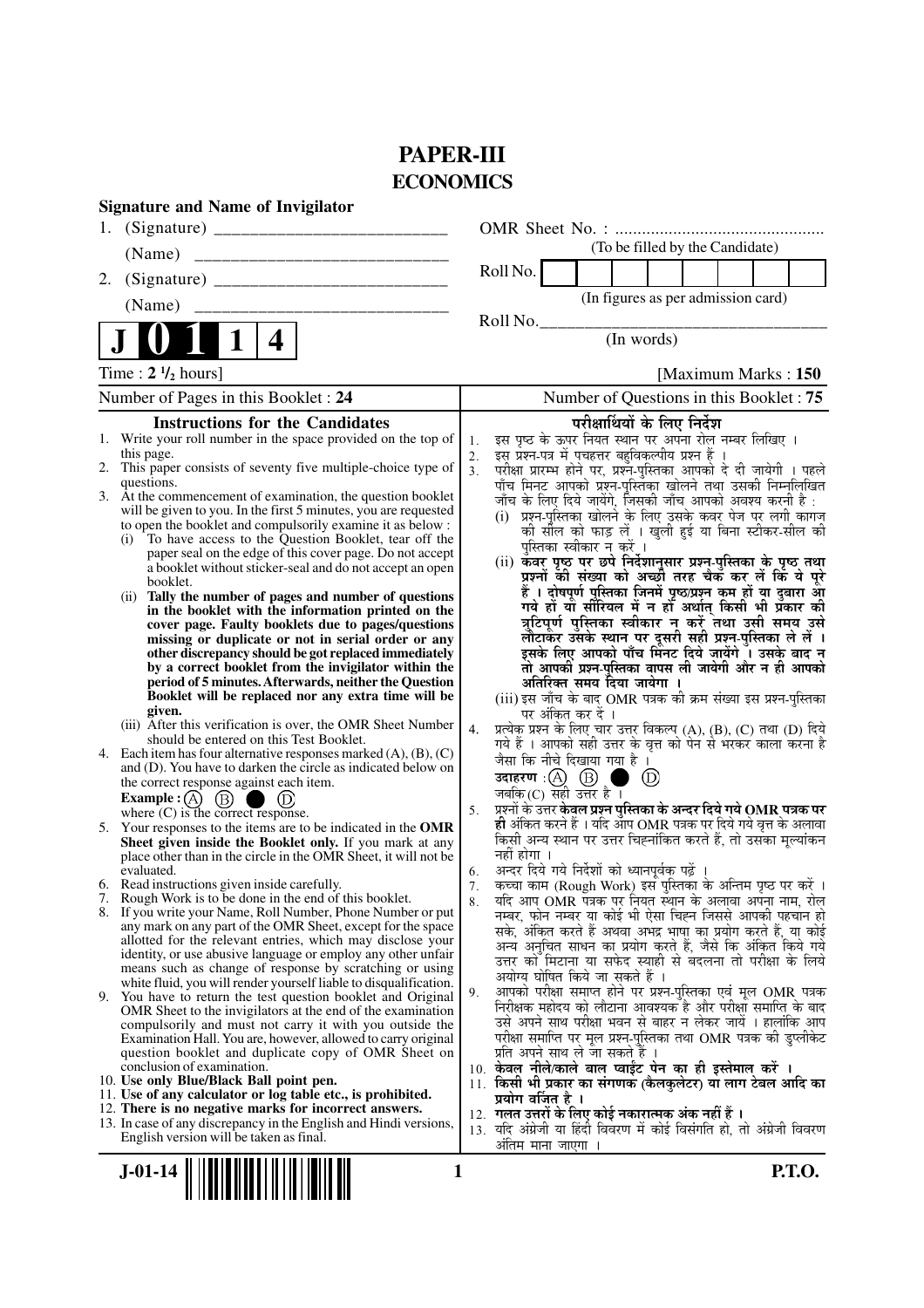# PAPER-III
## ECONOMICS

**Signature and Name of Invigilator**

1. (Signature) \_\_\_\_\_\_\_\_\_\_\_\_\_\_\_\_\_\_\_\_\_\_\_\_\_\_

   (Name) \_\_\_\_\_\_\_\_\_\_\_\_\_\_\_\_\_\_\_\_\_\_\_\_\_\_\_\_

2. (Signature) \_\_\_\_\_\_\_\_\_\_\_\_\_\_\_\_\_\_\_\_\_\_\_\_\_\_

   (Name) \_\_\_\_\_\_\_\_\_\_\_\_\_\_\_\_\_\_\_\_\_\_\_\_\_\_\_\_

**J 0 1 1 4**

OMR Sheet No. : ...............................................

(To be filled by the Candidate)

Roll No. | | | | | | | | |

(In figures as per admission card)

Roll No.\_\_\_\_\_\_\_\_\_\_\_\_\_\_\_\_\_\_\_\_\_\_\_\_\_\_\_\_\_\_\_\_\_\_

(In words)

Time : **2 ½ hours**] [Maximum Marks : **150**

| Number of Pages in this Booklet : 24 | Number of Questions in this Booklet : 75 |
|---|---|

### Instructions for the Candidates

1. Write your roll number in the space provided on the top of this page.
2. This paper consists of seventy five multiple-choice type of questions.
3. At the commencement of examination, the question booklet will be given to you. In the first 5 minutes, you are requested to open the booklet and compulsorily examine it as below :
   (i) To have access to the Question Booklet, tear off the paper seal on the edge of this cover page. Do not accept a booklet without sticker-seal and do not accept an open booklet.
   (ii) **Tally the number of pages and number of questions in the booklet with the information printed on the cover page. Faulty booklets due to pages/questions missing or duplicate or not in serial order or any other discrepancy should be got replaced immediately by a correct booklet from the invigilator within the period of 5 minutes. Afterwards, neither the Question Booklet will be replaced nor any extra time will be given.**
   (iii) After this verification is over, the OMR Sheet Number should be entered on this Test Booklet.
4. Each item has four alternative responses marked (A), (B), (C) and (D). You have to darken the circle as indicated below on the correct response against each item.
   **Example :** (A) (B) ● (D)
   where (C) is the correct response.
5. Your responses to the items are to be indicated in the **OMR Sheet given inside the Booklet only.** If you mark at any place other than in the circle in the OMR Sheet, it will not be evaluated.
6. Read instructions given inside carefully.
7. Rough Work is to be done in the end of this booklet.
8. If you write your Name, Roll Number, Phone Number or put any mark on any part of the OMR Sheet, except for the space allotted for the relevant entries, which may disclose your identity, or use abusive language or employ any other unfair means such as change of response by scratching or using white fluid, you will render yourself liable to disqualification.
9. You have to return the test question booklet and Original OMR Sheet to the invigilators at the end of the examination compulsorily and must not carry it with you outside the Examination Hall. You are, however, allowed to carry original question booklet and duplicate copy of OMR Sheet on conclusion of examination.
10. **Use only Blue/Black Ball point pen.**
11. **Use of any calculator or log table etc., is prohibited.**
12. **There is no negative marks for incorrect answers.**
13. In case of any discrepancy in the English and Hindi versions, English version will be taken as final.

### परीक्षार्थियों के लिए निर्देश

1. इस पृष्ठ के ऊपर नियत स्थान पर अपना रोल नम्बर लिखिए ।
2. इस प्रश्न-पत्र में पचहत्तर बहुविकल्पीय प्रश्न हैं ।
3. परीक्षा प्रारम्भ होने पर, प्रश्न-पुस्तिका आपको दे दी जायेगी । पहले पाँच मिनट आपको प्रश्न-पुस्तिका खोलने तथा उसकी निम्नलिखित जाँच के लिए दिये जायेंगे, जिसकी जाँच आपको अवश्य करनी है :
   (i) प्रश्न-पुस्तिका खोलने के लिए उसके कवर पेज पर लगी कागज की सील को फाड़ लें । खुली हुई या बिना स्टीकर-सील की पुस्तिका स्वीकार न करें ।
   (ii) **कवर पृष्ठ पर छपे निर्देशानुसार प्रश्न-पुस्तिका के पृष्ठ तथा प्रश्नों की संख्या को अच्छी तरह चैक कर लें कि ये पूरे हैं । दोषपूर्ण पुस्तिका जिनमें पृष्ठ/प्रश्न कम हों या दुबारा आ गये हों या सीरियल में न हों अर्थात् किसी भी प्रकार की त्रुटिपूर्ण पुस्तिका स्वीकार न करें तथा उसी समय उसे लौटाकर उसके स्थान पर दूसरी सही प्रश्न-पुस्तिका ले लें । इसके लिए आपको पाँच मिनट दिये जायेंगे । उसके बाद न तो आपकी प्रश्न-पुस्तिका वापस ली जायेगी और न ही आपको अतिरिक्त समय दिया जायेगा ।**
   (iii) इस जाँच के बाद OMR पत्रक की क्रम संख्या इस प्रश्न-पुस्तिका पर अंकित कर दें ।
4. प्रत्येक प्रश्न के लिए चार उत्तर विकल्प (A), (B), (C) तथा (D) दिये गये हैं । आपको सही उत्तर के वृत्त को पेन से भरकर काला करना है जैसा कि नीचे दिखाया गया है ।
   **उदाहरण :** (A) (B) ● (D)
   जबकि (C) सही उत्तर है ।
5. प्रश्नों के उत्तर **केवल प्रश्न पुस्तिका के अन्दर दिये गये OMR पत्रक पर ही** अंकित करने हैं । यदि आप OMR पत्रक पर दिये गये वृत्त के अलावा किसी अन्य स्थान पर उत्तर चिह्नांकित करते हैं, तो उसका मूल्यांकन नहीं होगा ।
6. अन्दर दिये गये निर्देशों को ध्यानपूर्वक पढ़ें ।
7. कच्चा काम (Rough Work) इस पुस्तिका के अन्तिम पृष्ठ पर करें ।
8. यदि आप OMR पत्रक पर नियत स्थान के अलावा अपना नाम, रोल नम्बर, फोन नम्बर या कोई भी ऐसा चिह्न जिससे आपकी पहचान हो सके, अंकित करते हैं अथवा अभद्र भाषा का प्रयोग करते हैं, या कोई अन्य अनुचित साधन का प्रयोग करते हैं, जैसे कि अंकित किये गये उत्तर को मिटाना या सफेद स्याही से बदलना तो परीक्षा के लिये अयोग्य घोषित किये जा सकते हैं ।
9. आपको परीक्षा समाप्त होने पर प्रश्न-पुस्तिका एवं मूल OMR पत्रक निरीक्षक महोदय को लौटाना आवश्यक है और परीक्षा समाप्ति के बाद उसे अपने साथ परीक्षा भवन से बाहर न लेकर जायें । हालांकि आप परीक्षा समाप्ति पर मूल प्रश्न-पुस्तिका तथा OMR पत्रक की डुप्लीकेट प्रति अपने साथ ले जा सकते हैं ।
10. **केवल नीले/काले बाल प्वाईंट पेन का ही इस्तेमाल करें ।**
11. **किसी भी प्रकार का संगणक (कैलकुलेटर) या लाग टेबल आदि का प्रयोग वर्जित है ।**
12. **गलत उत्तरों के लिए कोई नकारात्मक अंक नहीं हैं ।**
13. यदि अंग्रेजी या हिंदी विवरण में कोई विसंगति हो, तो अंग्रेजी विवरण अंतिम माना जाएगा ।

**J-01-14** **P.T.O.**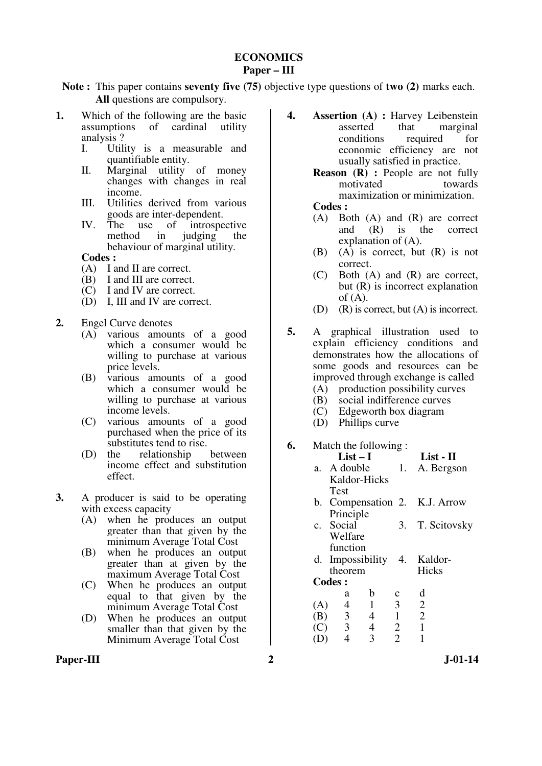# ECONOMICS

## Paper – III

**Note :** This paper contains **seventy five (75)** objective type questions of **two (2)** marks each. **All** questions are compulsory.

**1.** Which of the following are the basic assumptions of cardinal utility analysis ?

I. Utility is a measurable and quantifiable entity.

II. Marginal utility of money changes with changes in real income.

III. Utilities derived from various goods are inter-dependent.

IV. The use of introspective method in judging the behaviour of marginal utility.

**Codes :**

(A) I and II are correct.

(B) I and III are correct.

(C) I and IV are correct.

(D) I, III and IV are correct.

**2.** Engel Curve denotes

(A) various amounts of a good which a consumer would be willing to purchase at various price levels.

(B) various amounts of a good which a consumer would be willing to purchase at various income levels.

(C) various amounts of a good purchased when the price of its substitutes tend to rise.

(D) the relationship between income effect and substitution effect.

**3.** A producer is said to be operating with excess capacity

(A) when he produces an output greater than that given by the minimum Average Total Cost

(B) when he produces an output greater than at given by the maximum Average Total Cost

(C) When he produces an output equal to that given by the minimum Average Total Cost

(D) When he produces an output smaller than that given by the Minimum Average Total Cost

**4.** **Assertion (A) :** Harvey Leibenstein asserted that marginal conditions required for economic efficiency are not usually satisfied in practice.

**Reason (R) :** People are not fully motivated towards maximization or minimization.

**Codes :**

(A) Both (A) and (R) are correct and (R) is the correct explanation of (A).

(B) (A) is correct, but (R) is not correct.

(C) Both (A) and (R) are correct, but (R) is incorrect explanation of (A).

(D) (R) is correct, but (A) is incorrect.

**5.** A graphical illustration used to explain efficiency conditions and demonstrates how the allocations of some goods and resources can be improved through exchange is called

(A) production possibility curves

(B) social indifference curves

(C) Edgeworth box diagram

(D) Phillips curve

**6.** Match the following :

| | List – I | | List - II |
|---|---|---|---|
| a. | A double Kaldor-Hicks Test | 1. | A. Bergson |
| b. | Compensation Principle | 2. | K.J. Arrow |
| c. | Social Welfare function | 3. | T. Scitovsky |
| d. | Impossibility theorem | 4. | Kaldor-Hicks |

**Codes :**

| | a | b | c | d |
|---|---|---|---|---|
| (A) | 4 | 1 | 3 | 2 |
| (B) | 3 | 4 | 1 | 2 |
| (C) | 3 | 4 | 2 | 1 |
| (D) | 4 | 3 | 2 | 1 |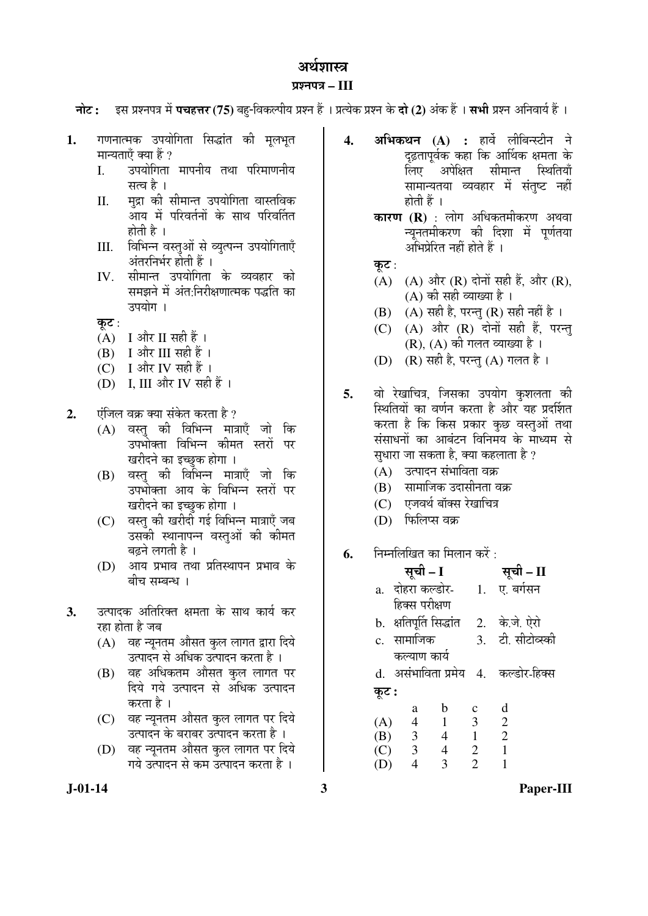# अर्थशास्त्र

## प्रश्नपत्र – III

**नोट :** इस प्रश्नपत्र में **पचहत्तर (75)** बहु-विकल्पीय प्रश्न हैं । प्रत्येक प्रश्न के **दो (2)** अंक हैं । **सभी** प्रश्न अनिवार्य हैं ।

**1.** गणनात्मक उपयोगिता सिद्धांत की मूलभूत मान्यताएँ क्या हैं ?

I. उपयोगिता मापनीय तथा परिमाणनीय सत्व है ।

II. मुद्रा की सीमान्त उपयोगिता वास्तविक आय में परिवर्तनों के साथ परिवर्तित होती है ।

III. विभिन्न वस्तुओं से व्युत्पन्न उपयोगिताएँ अंतरनिर्भर होती हैं ।

IV. सीमान्त उपयोगिता के व्यवहार को समझने में अंत:निरीक्षणात्मक पद्धति का उपयोग ।

**कूट** :

(A) I और II सही हैं ।

(B) I और III सही हैं ।

(C) I और IV सही हैं ।

(D) I, III और IV सही हैं ।

**2.** एंजिल वक्र क्या संकेत करता है ?

(A) वस्तु की विभिन्न मात्राएँ जो कि उपभोक्ता विभिन्न कीमत स्तरों पर खरीदने का इच्छुक होगा ।

(B) वस्तु की विभिन्न मात्राएँ जो कि उपभोक्ता आय के विभिन्न स्तरों पर खरीदने का इच्छुक होगा ।

(C) वस्तु की खरीदी गई विभिन्न मात्राएँ जब उसकी स्थानापन्न वस्तुओं की कीमत बढ़ने लगती है ।

(D) आय प्रभाव तथा प्रतिस्थापन प्रभाव के बीच सम्बन्ध ।

**3.** उत्पादक अतिरिक्त क्षमता के साथ कार्य कर रहा होता है जब

(A) वह न्यूनतम औसत कुल लागत द्वारा दिये उत्पादन से अधिक उत्पादन करता है ।

(B) वह अधिकतम औसत कुल लागत पर दिये गये उत्पादन से अधिक उत्पादन करता है ।

(C) वह न्यूनतम औसत कुल लागत पर दिये उत्पादन के बराबर उत्पादन करता है ।

(D) वह न्यूनतम औसत कुल लागत पर दिये गये उत्पादन से कम उत्पादन करता है ।

**4.** **अभिकथन (A) :** हार्वे लीबिन्स्टीन ने दृढ़तापूर्वक कहा कि आर्थिक क्षमता के लिए अपेक्षित सीमान्त स्थितियाँ सामान्यतया व्यवहार में संतुष्ट नहीं होती हैं ।

**कारण (R)** : लोग अधिकतमीकरण अथवा न्यूनतमीकरण की दिशा में पूर्णतया अभिप्रेरित नहीं होते हैं ।

**कूट** :

(A) (A) और (R) दोनों सही हैं, और (R), (A) की सही व्याख्या है ।

(B) (A) सही है, परन्तु (R) सही नहीं है ।

(C) (A) और (R) दोनों सही हैं, परन्तु (R), (A) की गलत व्याख्या है ।

(D) (R) सही है, परन्तु (A) गलत है ।

**5.** वो रेखाचित्र, जिसका उपयोग कुशलता की स्थितियों का वर्णन करता है और यह प्रदर्शित करता है कि किस प्रकार कुछ वस्तुओं तथा संसाधनों का आबंटन विनिमय के माध्यम से सुधारा जा सकता है, क्या कहलाता है ?

(A) उत्पादन संभाविता वक्र

(B) सामाजिक उदासीनता वक्र

(C) एजवर्थ बॉक्स रेखाचित्र

(D) फिलिप्स वक्र

**6.** निम्नलिखित का मिलान करें :

| | सूची – I | | सूची – II |
|---|---|---|---|
| a. | दोहरा कल्डोर-हिक्स परीक्षण | 1. | ए. बर्गसन |
| b. | क्षतिपूर्ति सिद्धांत | 2. | के.जे. ऐरो |
| c. | सामाजिक कल्याण कार्य | 3. | टी. सीटोव्स्की |
| d. | असंभाविता प्रमेय | 4. | कल्डोर-हिक्स |

**कूट :**

| | a | b | c | d |
|---|---|---|---|---|
| (A) | 4 | 1 | 3 | 2 |
| (B) | 3 | 4 | 1 | 2 |
| (C) | 3 | 4 | 2 | 1 |
| (D) | 4 | 3 | 2 | 1 |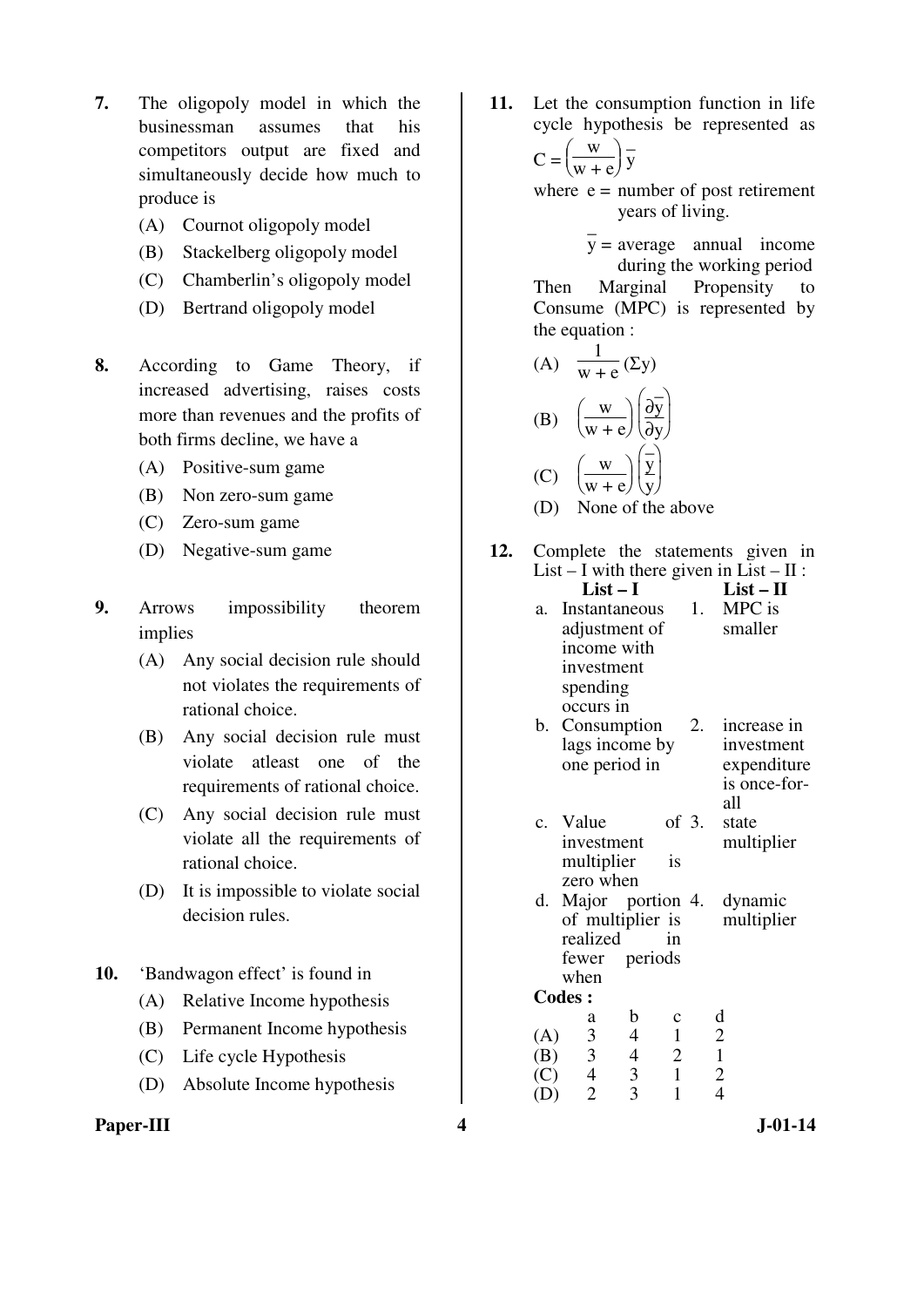7. The oligopoly model in which the businessman assumes that his competitors output are fixed and simultaneously decide how much to produce is

   (A) Cournot oligopoly model
   (B) Stackelberg oligopoly model
   (C) Chamberlin's oligopoly model
   (D) Bertrand oligopoly model

8. According to Game Theory, if increased advertising, raises costs more than revenues and the profits of both firms decline, we have a

   (A) Positive-sum game
   (B) Non zero-sum game
   (C) Zero-sum game
   (D) Negative-sum game

9. Arrows impossibility theorem implies

   (A) Any social decision rule should not violates the requirements of rational choice.
   (B) Any social decision rule must violate atleast one of the requirements of rational choice.
   (C) Any social decision rule must violate all the requirements of rational choice.
   (D) It is impossible to violate social decision rules.

10. 'Bandwagon effect' is found in

    (A) Relative Income hypothesis
    (B) Permanent Income hypothesis
    (C) Life cycle Hypothesis
    (D) Absolute Income hypothesis

11. Let the consumption function in life cycle hypothesis be represented as $C = \left(\frac{w}{w+e}\right)\bar{y}$

    where $e$ = number of post retirement years of living.

    $\bar{y}$ = average annual income during the working period

    Then Marginal Propensity to Consume (MPC) is represented by the equation :

    (A) $\frac{1}{w+e}(\Sigma y)$
    (B) $\left(\frac{w}{w+e}\right)\left(\frac{\partial \bar{y}}{\partial y}\right)$
    (C) $\left(\frac{w}{w+e}\right)\left(\frac{\bar{y}}{y}\right)$
    (D) None of the above

12. Complete the statements given in List – I with there given in List – II :

| List – I | List – II |
|---|---|
| a. Instantaneous adjustment of income with investment spending occurs in | 1. MPC is smaller |
| b. Consumption lags income by one period in | 2. increase in investment expenditure is once-for-all |
| c. Value of investment multiplier is zero when | 3. state multiplier |
| d. Major portion of multiplier is realized in fewer periods when | 4. dynamic multiplier |

**Codes :**

| | a | b | c | d |
|---|---|---|---|---|
| (A) | 3 | 4 | 1 | 2 |
| (B) | 3 | 4 | 2 | 1 |
| (C) | 4 | 3 | 1 | 2 |
| (D) | 2 | 3 | 1 | 4 |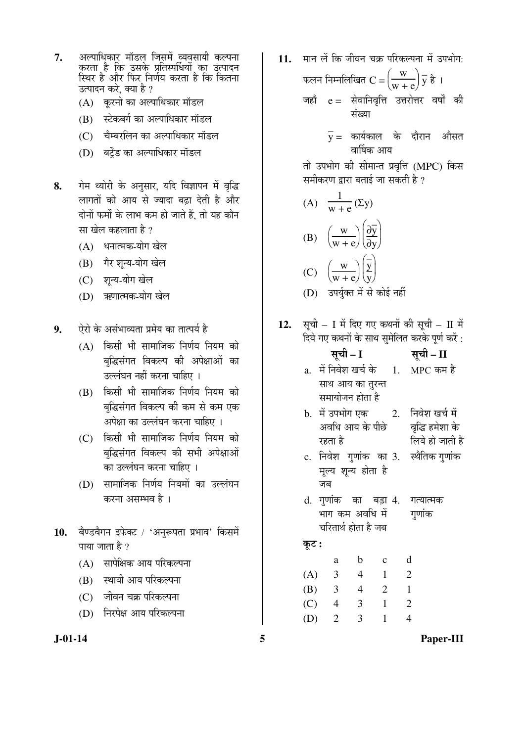**7.** अल्पाधिकार मॉडल जिसमें व्यवसायी कल्पना करता है कि उसके प्रतिस्पर्धियों का उत्पादन स्थिर है और फिर निर्णय करता है कि कितना उत्पादन करे, क्या है ?

(A) कूरनो का अल्पाधिकार मॉडल

(B) स्टेकबर्ग का अल्पाधिकार मॉडल

(C) चैम्बरलिन का अल्पाधिकार मॉडल

(D) बर्ट्रेंड का अल्पाधिकार मॉडल

**8.** गेम थ्योरी के अनुसार, यदि विज्ञापन में वृद्धि लागतों को आय से ज्यादा बढ़ा देती है और दोनों फर्मों के लाभ कम हो जाते हैं, तो यह कौन सा खेल कहलाता है ?

(A) धनात्मक-योग खेल

(B) गैर शून्य-योग खेल

(C) शून्य-योग खेल

(D) ऋणात्मक-योग खेल

**9.** ऐरो के असंभाव्यता प्रमेय का तात्पर्य है

(A) किसी भी सामाजिक निर्णय नियम को बुद्धिसंगत विकल्प की अपेक्षाओं का उल्लंघन नहीं करना चाहिए ।

(B) किसी भी सामाजिक निर्णय नियम को बुद्धिसंगत विकल्प की कम से कम एक अपेक्षा का उल्लंघन करना चाहिए ।

(C) किसी भी सामाजिक निर्णय नियम को बुद्धिसंगत विकल्प की सभी अपेक्षाओं का उल्लंघन करना चाहिए ।

(D) सामाजिक निर्णय नियमों का उल्लंघन करना असम्भव है ।

**10.** बैण्डवैगन इफेक्ट / 'अनुरूपता प्रभाव' किसमें पाया जाता है ?

(A) सापेक्षिक आय परिकल्पना

(B) स्थायी आय परिकल्पना

(C) जीवन चक्र परिकल्पना

(D) निरपेक्ष आय परिकल्पना

**11.** मान लें कि जीवन चक्र परिकल्पना में उपभोग: फलन निम्नलिखित $C = \left(\frac{w}{w+e}\right)\bar{y}$ है ।

जहाँ $e$ = सेवानिवृत्ति उत्तरोत्तर वर्षों की संख्या

$\bar{y}$ = कार्यकाल के दौरान औसत वार्षिक आय

तो उपभोग की सीमान्त प्रवृत्ति (MPC) किस समीकरण द्वारा बताई जा सकती है ?

(A) $\frac{1}{w+e}(\Sigma y)$

(B) $\left(\frac{w}{w+e}\right)\left(\frac{\partial \bar{y}}{\partial y}\right)$

(C) $\left(\frac{w}{w+e}\right)\left(\frac{\bar{y}}{y}\right)$

(D) उपर्युक्त में से कोई नहीं

**12.** सूची – I में दिए गए कथनों की सूची – II में दिये गए कथनों के साथ सुमेलित करके पूर्ण करें :

| सूची – I | सूची – II |
|---|---|
| a. में निवेश खर्च के साथ आय का तुरन्त समायोजन होता है | 1. MPC कम है |
| b. में उपभोग एक अवधि आय के पीछे रहता है | 2. निवेश खर्च में वृद्धि हमेशा के लिये हो जाती है |
| c. निवेश गुणांक का मूल्य शून्य होता है जब | 3. स्थैतिक गुणांक |
| d. गुणांक का बड़ा भाग कम अवधि में चरितार्थ होता है जब | 4. गत्यात्मक गुणांक |

**कूट :**

| | a | b | c | d |
|---|---|---|---|---|
| (A) | 3 | 4 | 1 | 2 |
| (B) | 3 | 4 | 2 | 1 |
| (C) | 4 | 3 | 1 | 2 |
| (D) | 2 | 3 | 1 | 4 |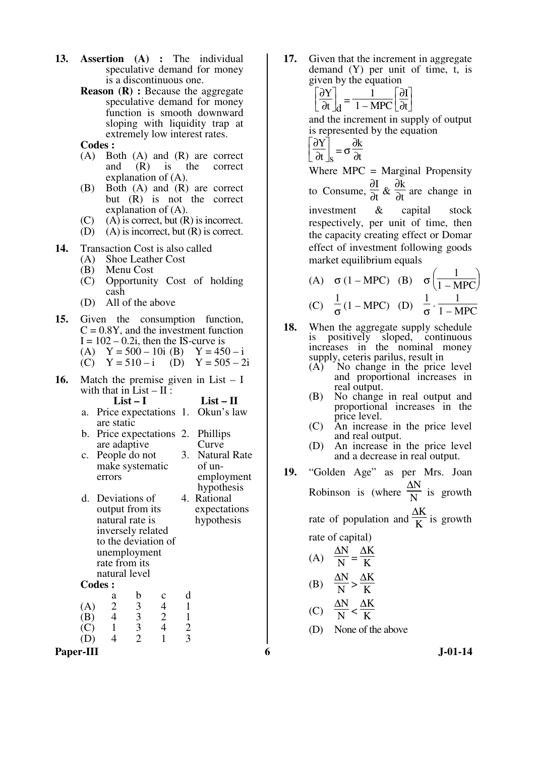**13.** **Assertion (A) :** The individual speculative demand for money is a discontinuous one.

**Reason (R) :** Because the aggregate speculative demand for money function is smooth downward sloping with liquidity trap at extremely low interest rates.

**Codes :**

(A) Both (A) and (R) are correct and (R) is the correct explanation of (A).

(B) Both (A) and (R) are correct but (R) is not the correct explanation of (A).

(C) (A) is correct, but (R) is incorrect.

(D) (A) is incorrect, but (R) is correct.

**14.** Transaction Cost is also called

(A) Shoe Leather Cost

(B) Menu Cost

(C) Opportunity Cost of holding cash

(D) All of the above

**15.** Given the consumption function, $C = 0.8Y$, and the investment function $I = 102 - 0.2i$, then the IS-curve is

(A) $Y = 500 - 10i$ (B) $Y = 450 - i$

(C) $Y = 510 - i$ (D) $Y = 505 - 2i$

**16.** Match the premise given in List – I with that in List – II :

| | List – I | | List – II |
|---|---|---|---|
| a. | Price expectations are static | 1. | Okun's law |
| b. | Price expectations are adaptive | 2. | Phillips Curve |
| c. | People do not make systematic errors | 3. | Natural Rate of un-employment hypothesis |
| d. | Deviations of output from its natural rate is inversely related to the deviation of unemployment rate from its natural level | 4. | Rational expectations hypothesis |

**Codes :**

| | a | b | c | d |
|---|---|---|---|---|
| (A) | 2 | 3 | 4 | 1 |
| (B) | 4 | 3 | 2 | 1 |
| (C) | 1 | 3 | 4 | 2 |
| (D) | 4 | 2 | 1 | 3 |

**17.** Given that the increment in aggregate demand (Y) per unit of time, t, is given by the equation

$$\left[\frac{\partial Y}{\partial t}\right]_d = \frac{1}{1 - MPC}\left[\frac{\partial I}{\partial t}\right]$$

and the increment in supply of output is represented by the equation

$$\left[\frac{\partial Y}{\partial t}\right]_s = \sigma \frac{\partial k}{\partial t}$$

Where MPC = Marginal Propensity to Consume, $\frac{\partial I}{\partial t}$ & $\frac{\partial k}{\partial t}$ are change in investment & capital stock respectively, per unit of time, then the capacity creating effect or Domar effect of investment following goods market equilibrium equals

(A) $\sigma (1 - MPC)$ (B) $\sigma \left(\frac{1}{1 - MPC}\right)$

(C) $\frac{1}{\sigma}(1 - MPC)$ (D) $\frac{1}{\sigma} \cdot \frac{1}{1 - MPC}$

**18.** When the aggregate supply schedule is positively sloped, continuous increases in the nominal money supply, ceteris parilus, result in

(A) No change in the price level and proportional increases in real output.

(B) No change in real output and proportional increases in the price level.

(C) An increase in the price level and real output.

(D) An increase in the price level and a decrease in real output.

**19.** "Golden Age" as per Mrs. Joan Robinson is (where $\frac{\Delta N}{N}$ is growth rate of population and $\frac{\Delta K}{K}$ is growth rate of capital)

(A) $\frac{\Delta N}{N} = \frac{\Delta K}{K}$

(B) $\frac{\Delta N}{N} > \frac{\Delta K}{K}$

(C) $\frac{\Delta N}{N} < \frac{\Delta K}{K}$

(D) None of the above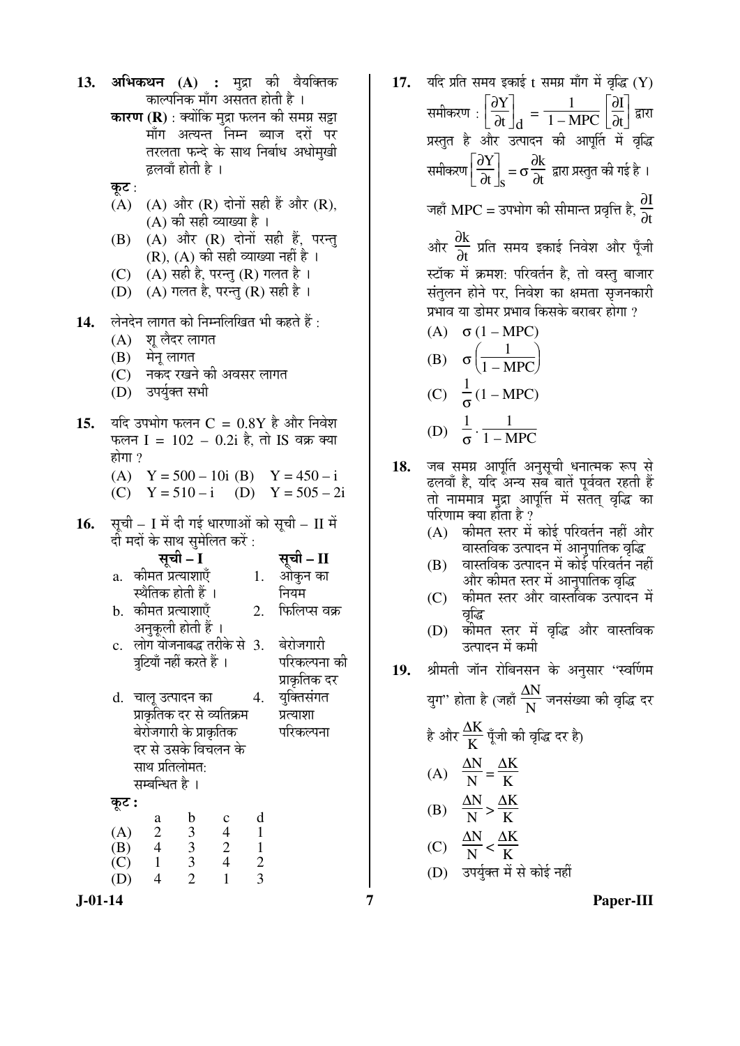13. **अभिकथन (A) :** मुद्रा की वैयक्तिक काल्पनिक माँग असतत होती है ।

**कारण (R)** : क्योंकि मुद्रा फलन की समग्र सट्टा माँग अत्यन्त निम्न ब्याज दरों पर तरलता फन्दे के साथ निर्बाध अधोमुखी ढ़लवाँ होती है ।

**कूट** :

(A) (A) और (R) दोनों सही हैं और (R), (A) की सही व्याख्या है ।

(B) (A) और (R) दोनों सही हैं, परन्तु (R), (A) की सही व्याख्या नहीं है ।

(C) (A) सही है, परन्तु (R) गलत है ।

(D) (A) गलत है, परन्तु (R) सही है ।

14. लेनदेन लागत को निम्नलिखित भी कहते हैं :

(A) शू लैदर लागत

(B) मेनू लागत

(C) नकद रखने की अवसर लागत

(D) उपर्युक्त सभी

15. यदि उपभोग फलन $C = 0.8Y$ है और निवेश फलन $I = 102 - 0.2i$ है, तो IS वक्र क्या होगा ?

(A) $Y = 500 - 10i$ (B) $Y = 450 - i$

(C) $Y = 510 - i$ (D) $Y = 505 - 2i$

16. सूची – I में दी गई धारणाओं को सूची – II में दी मदों के साथ सुमेलित करें :

| | **सूची – I** | | **सूची – II** |
|---|---|---|---|
| a. | कीमत प्रत्याशाएँ स्थैतिक होती हैं । | 1. | ओकुन का नियम |
| b. | कीमत प्रत्याशाएँ अनुकूली होती हैं । | 2. | फिलिप्स वक्र |
| c. | लोग योजनाबद्ध तरीके से त्रुटियाँ नहीं करते हैं । | 3. | बेरोजगारी परिकल्पना की प्राकृतिक दर |
| d. | चालू उत्पादन का प्राकृतिक दर से व्यतिक्रम बेरोजगारी के प्राकृतिक दर से उसके विचलन के साथ प्रतिलोमत: सम्बन्धित है । | 4. | युक्तिसंगत प्रत्याशा परिकल्पना |

**कूट :**

| | a | b | c | d |
|---|---|---|---|---|
| (A) | 2 | 3 | 4 | 1 |
| (B) | 4 | 3 | 2 | 1 |
| (C) | 1 | 3 | 4 | 2 |
| (D) | 4 | 2 | 1 | 3 |

17. यदि प्रति समय इकाई t समग्र माँग में वृद्धि (Y) समीकरण : $\left[\frac{\partial Y}{\partial t}\right]_d = \frac{1}{1 - MPC}\left[\frac{\partial I}{\partial t}\right]$ द्वारा प्रस्तुत है और उत्पादन की आपूर्ति में वृद्धि समीकरण $\left[\frac{\partial Y}{\partial t}\right]_s = \sigma\frac{\partial k}{\partial t}$ द्वारा प्रस्तुत की गई है ।

जहाँ MPC = उपभोग की सीमान्त प्रवृत्ति है, $\frac{\partial I}{\partial t}$ और $\frac{\partial k}{\partial t}$ प्रति समय इकाई निवेश और पूँजी स्टॉक में क्रमश: परिवर्तन है, तो वस्तु बाजार संतुलन होने पर, निवेश का क्षमता सृजनकारी प्रभाव या डोमर प्रभाव किसके बराबर होगा ?

(A) $\sigma(1 - MPC)$

(B) $\sigma\left(\frac{1}{1 - MPC}\right)$

(C) $\frac{1}{\sigma}(1 - MPC)$

(D) $\frac{1}{\sigma} \cdot \frac{1}{1 - MPC}$

18. जब समग्र आपूर्ति अनुसूची धनात्मक रूप से ढलवाँ है, यदि अन्य सब बातें पूर्ववत रहती हैं तो नाममात्र मुद्रा आपूर्त्ति में सतत् वृद्धि का परिणाम क्या होता है ?

(A) कीमत स्तर में कोई परिवर्तन नहीं और वास्तविक उत्पादन में आनुपातिक वृद्धि

(B) वास्तविक उत्पादन में कोई परिवर्तन नहीं और कीमत स्तर में आनुपातिक वृद्धि

(C) कीमत स्तर और वास्तविक उत्पादन में वृद्धि

(D) कीमत स्तर में वृद्धि और वास्तविक उत्पादन में कमी

19. श्रीमती जॉन रोबिनसन के अनुसार "स्वर्णिम युग" होता है (जहाँ $\frac{\Delta N}{N}$ जनसंख्या की वृद्धि दर है और $\frac{\Delta K}{K}$ पूँजी की वृद्धि दर है)

(A) $\frac{\Delta N}{N} = \frac{\Delta K}{K}$

(B) $\frac{\Delta N}{N} > \frac{\Delta K}{K}$

(C) $\frac{\Delta N}{N} < \frac{\Delta K}{K}$

(D) उपर्युक्त में से कोई नहीं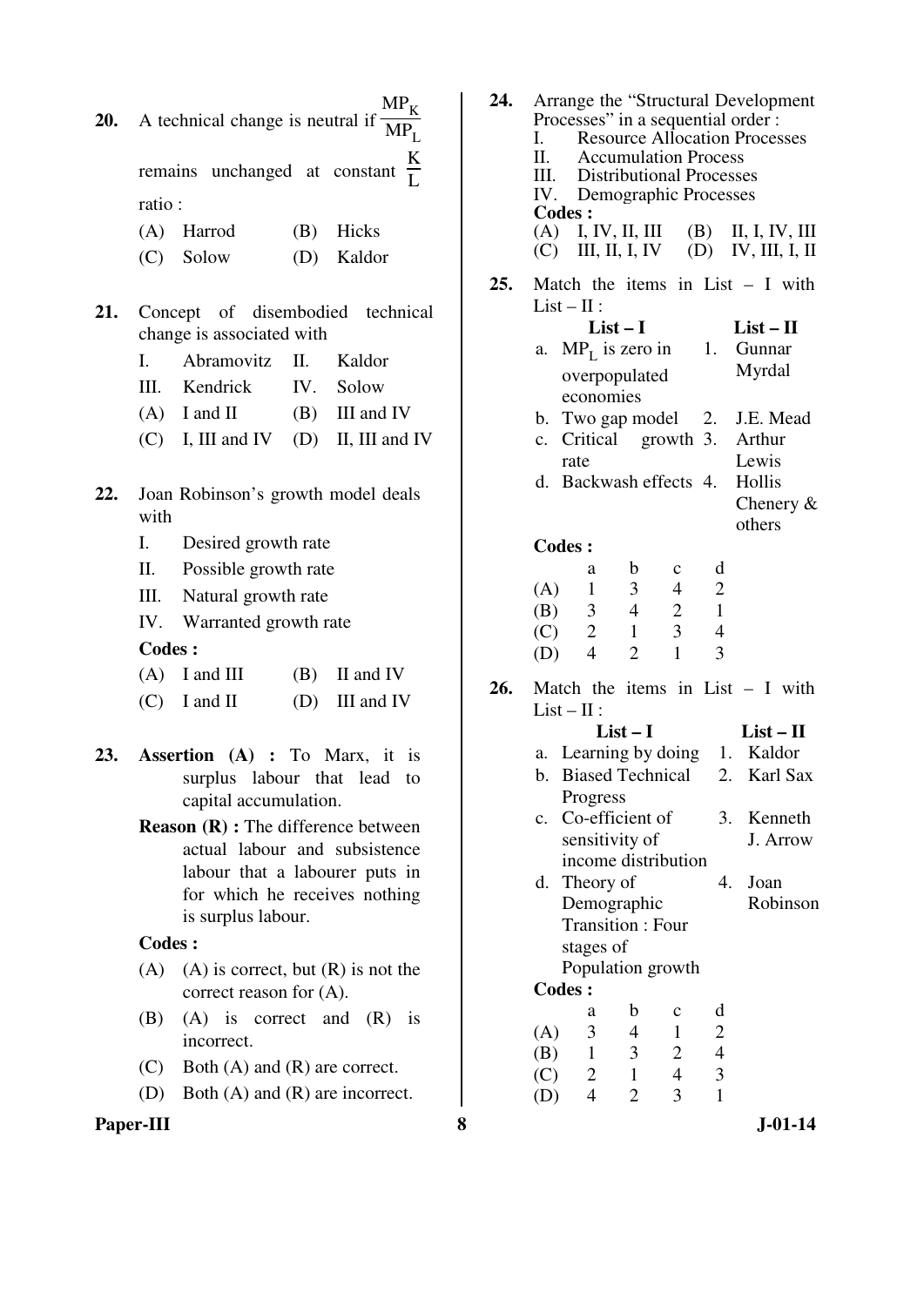**20.** A technical change is neutral if $\frac{MP_K}{MP_L}$ remains unchanged at constant $\frac{K}{L}$ ratio :

(A) Harrod (B) Hicks

(C) Solow (D) Kaldor

**21.** Concept of disembodied technical change is associated with

I. Abramovitz II. Kaldor

III. Kendrick IV. Solow

(A) I and II (B) III and IV

(C) I, III and IV (D) II, III and IV

**22.** Joan Robinson's growth model deals with

I. Desired growth rate

II. Possible growth rate

III. Natural growth rate

IV. Warranted growth rate

**Codes :**

(A) I and III (B) II and IV

(C) I and II (D) III and IV

**23.** **Assertion (A) :** To Marx, it is surplus labour that lead to capital accumulation.

**Reason (R) :** The difference between actual labour and subsistence labour that a labourer puts in for which he receives nothing is surplus labour.

**Codes :**

(A) (A) is correct, but (R) is not the correct reason for (A).

(B) (A) is correct and (R) is incorrect.

(C) Both (A) and (R) are correct.

(D) Both (A) and (R) are incorrect.

**24.** Arrange the "Structural Development Processes" in a sequential order :

I. Resource Allocation Processes

II. Accumulation Process

III. Distributional Processes

IV. Demographic Processes

**Codes :**

(A) I, IV, II, III (B) II, I, IV, III

(C) III, II, I, IV (D) IV, III, I, II

**25.** Match the items in List – I with List – II :

| | List – I | | List – II |
|---|---|---|---|
| a. | $MP_L$ is zero in overpopulated economies | 1. | Gunnar Myrdal |
| b. | Two gap model | 2. | J.E. Mead |
| c. | Critical growth rate | 3. | Arthur Lewis |
| d. | Backwash effects | 4. | Hollis Chenery & others |

**Codes :**

| | a | b | c | d |
|---|---|---|---|---|
| (A) | 1 | 3 | 4 | 2 |
| (B) | 3 | 4 | 2 | 1 |
| (C) | 2 | 1 | 3 | 4 |
| (D) | 4 | 2 | 1 | 3 |

**26.** Match the items in List – I with List – II :

| | List – I | | List – II |
|---|---|---|---|
| a. | Learning by doing | 1. | Kaldor |
| b. | Biased Technical Progress | 2. | Karl Sax |
| c. | Co-efficient of sensitivity of income distribution | 3. | Kenneth J. Arrow |
| d. | Theory of Demographic Transition : Four stages of Population growth | 4. | Joan Robinson |

**Codes :**

| | a | b | c | d |
|---|---|---|---|---|
| (A) | 3 | 4 | 1 | 2 |
| (B) | 1 | 3 | 2 | 4 |
| (C) | 2 | 1 | 4 | 3 |
| (D) | 4 | 2 | 3 | 1 |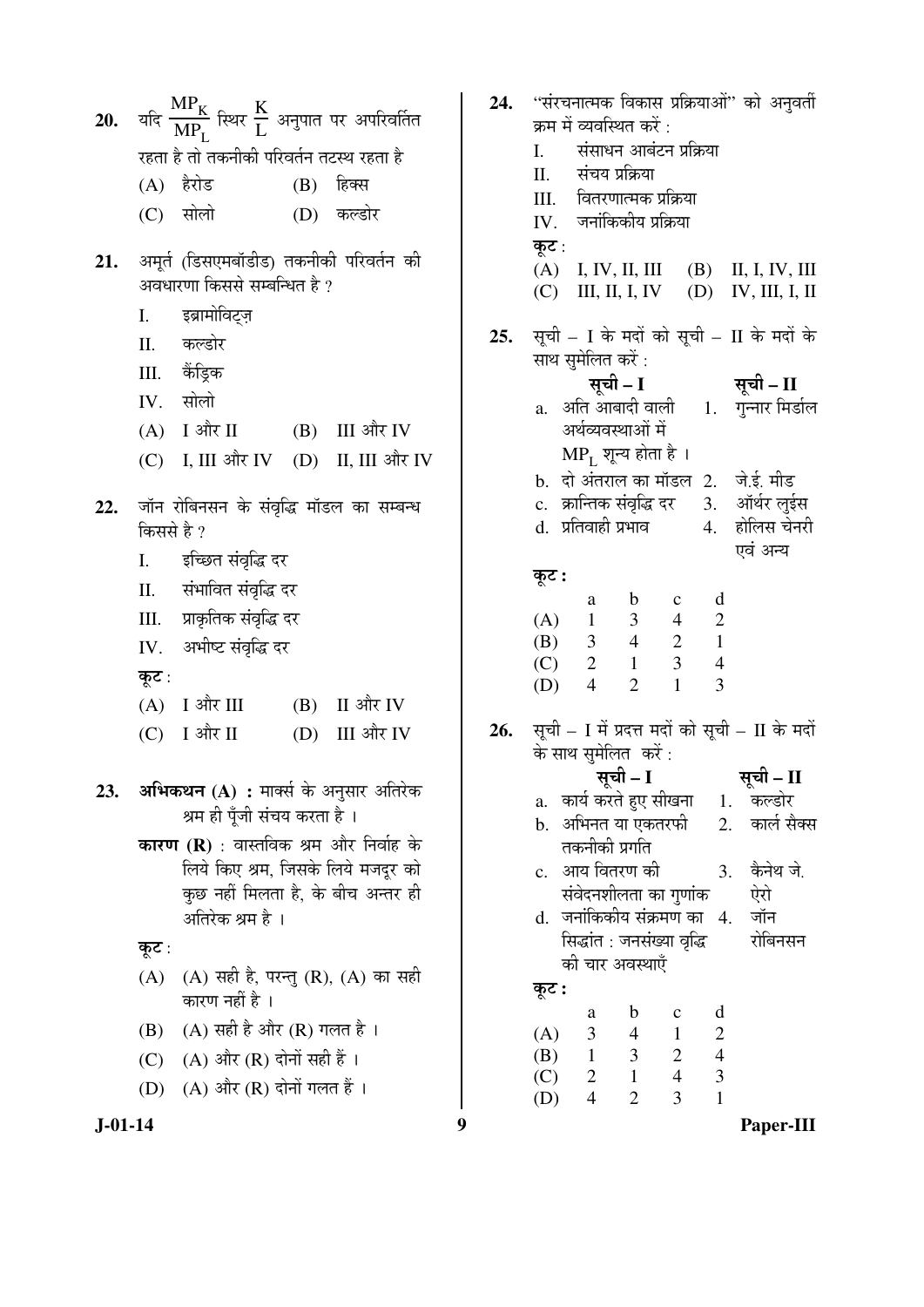20. यदि $\frac{MP_K}{MP_L}$ स्थिर $\frac{K}{L}$ अनुपात पर अपरिवर्तित रहता है तो तकनीकी परिवर्तन तटस्थ रहता है

(A) हैरोड (B) हिक्स

(C) सोलो (D) कल्डोर

21. अमूर्त (डिसएमबॉडीड) तकनीकी परिवर्तन की अवधारणा किससे सम्बन्धित है ?

I. इब्रामोविट्ज़

II. कल्डोर

III. कैंड्रिक

IV. सोलो

(A) I और II (B) III और IV

(C) I, III और IV (D) II, III और IV

22. जॉन रोबिनसन के संवृद्धि मॉडल का सम्बन्ध किससे है ?

I. इच्छित संवृद्धि दर

II. संभावित संवृद्धि दर

III. प्राकृतिक संवृद्धि दर

IV. अभीष्ट संवृद्धि दर

**कूट :**

(A) I और III (B) II और IV

(C) I और II (D) III और IV

23. **अभिकथन (A) :** मार्क्स के अनुसार अतिरेक श्रम ही पूँजी संचय करता है ।

**कारण (R)** : वास्तविक श्रम और निर्वाह के लिये किए श्रम, जिसके लिये मजदूर को कुछ नहीं मिलता है, के बीच अन्तर ही अतिरेक श्रम है ।

**कूट :**

(A) (A) सही है, परन्तु (R), (A) का सही कारण नहीं है ।

(B) (A) सही है और (R) गलत है ।

(C) (A) और (R) दोनों सही हैं ।

(D) (A) और (R) दोनों गलत हैं ।

24. "संरचनात्मक विकास प्रक्रियाओं" को अनुवर्ती क्रम में व्यवस्थित करें :

I. संसाधन आबंटन प्रक्रिया

II. संचय प्रक्रिया

III. वितरणात्मक प्रक्रिया

IV. जनांकिकीय प्रक्रिया

**कूट :**

(A) I, IV, II, III (B) II, I, IV, III

(C) III, II, I, IV (D) IV, III, I, II

25. सूची – I के मदों को सूची – II के मदों के साथ सुमेलित करें :

| सूची – I | सूची – II |
|---|---|
| a. अति आबादी वाली अर्थव्यवस्थाओं में $MP_L$ शून्य होता है । | 1. गुन्नार मिर्डाल |
| b. दो अंतराल का मॉडल | 2. जे.ई. मीड |
| c. क्रान्तिक संवृद्धि दर | 3. ऑर्थर लुईस |
| d. प्रतिवाही प्रभाव | 4. होलिस चेनरी एवं अन्य |

**कूट :**

| | a | b | c | d |
|---|---|---|---|---|
| (A) | 1 | 3 | 4 | 2 |
| (B) | 3 | 4 | 2 | 1 |
| (C) | 2 | 1 | 3 | 4 |
| (D) | 4 | 2 | 1 | 3 |

26. सूची – I में प्रदत्त मदों को सूची – II के मदों के साथ सुमेलित करें :

| सूची – I | सूची – II |
|---|---|
| a. कार्य करते हुए सीखना | 1. कल्डोर |
| b. अभिनत या एकतरफी तकनीकी प्रगति | 2. कार्ल सैक्स |
| c. आय वितरण की संवेदनशीलता का गुणांक | 3. कैनेथ जे. ऐरो |
| d. जनांकिकीय संक्रमण का सिद्धांत : जनसंख्या वृद्धि की चार अवस्थाएँ | 4. जॉन रोबिनसन |

**कूट :**

| | a | b | c | d |
|---|---|---|---|---|
| (A) | 3 | 4 | 1 | 2 |
| (B) | 1 | 3 | 2 | 4 |
| (C) | 2 | 1 | 4 | 3 |
| (D) | 4 | 2 | 3 | 1 |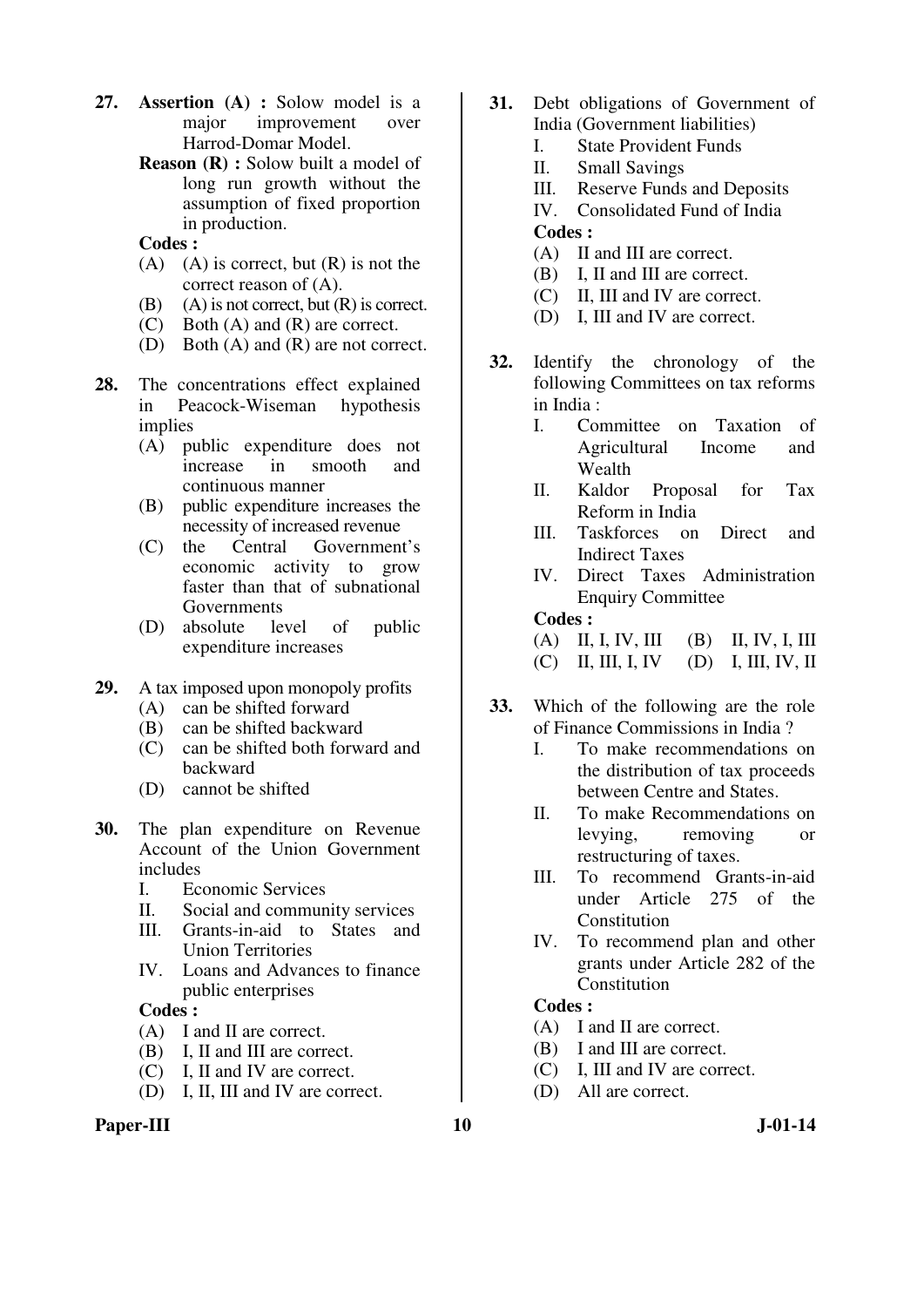**27.** **Assertion (A) :** Solow model is a major improvement over Harrod-Domar Model.

**Reason (R) :** Solow built a model of long run growth without the assumption of fixed proportion in production.

**Codes :**

(A) (A) is correct, but (R) is not the correct reason of (A).

(B) (A) is not correct, but (R) is correct.

(C) Both (A) and (R) are correct.

(D) Both (A) and (R) are not correct.

**28.** The concentrations effect explained in Peacock-Wiseman hypothesis implies

(A) public expenditure does not increase in smooth and continuous manner

(B) public expenditure increases the necessity of increased revenue

(C) the Central Government's economic activity to grow faster than that of subnational Governments

(D) absolute level of public expenditure increases

**29.** A tax imposed upon monopoly profits

(A) can be shifted forward

(B) can be shifted backward

(C) can be shifted both forward and backward

(D) cannot be shifted

**30.** The plan expenditure on Revenue Account of the Union Government includes

I. Economic Services

II. Social and community services

III. Grants-in-aid to States and Union Territories

IV. Loans and Advances to finance public enterprises

**Codes :**

(A) I and II are correct.

(B) I, II and III are correct.

(C) I, II and IV are correct.

(D) I, II, III and IV are correct.

**31.** Debt obligations of Government of India (Government liabilities)

I. State Provident Funds

II. Small Savings

III. Reserve Funds and Deposits

IV. Consolidated Fund of India

**Codes :**

(A) II and III are correct.

(B) I, II and III are correct.

(C) II, III and IV are correct.

(D) I, III and IV are correct.

**32.** Identify the chronology of the following Committees on tax reforms in India :

I. Committee on Taxation of Agricultural Income and Wealth

II. Kaldor Proposal for Tax Reform in India

III. Taskforces on Direct and Indirect Taxes

IV. Direct Taxes Administration Enquiry Committee

**Codes :**

(A) II, I, IV, III (B) II, IV, I, III

(C) II, III, I, IV (D) I, III, IV, II

**33.** Which of the following are the role of Finance Commissions in India ?

I. To make recommendations on the distribution of tax proceeds between Centre and States.

II. To make Recommendations on levying, removing or restructuring of taxes.

III. To recommend Grants-in-aid under Article 275 of the Constitution

IV. To recommend plan and other grants under Article 282 of the Constitution

**Codes :**

(A) I and II are correct.

(B) I and III are correct.

(C) I, III and IV are correct.

(D) All are correct.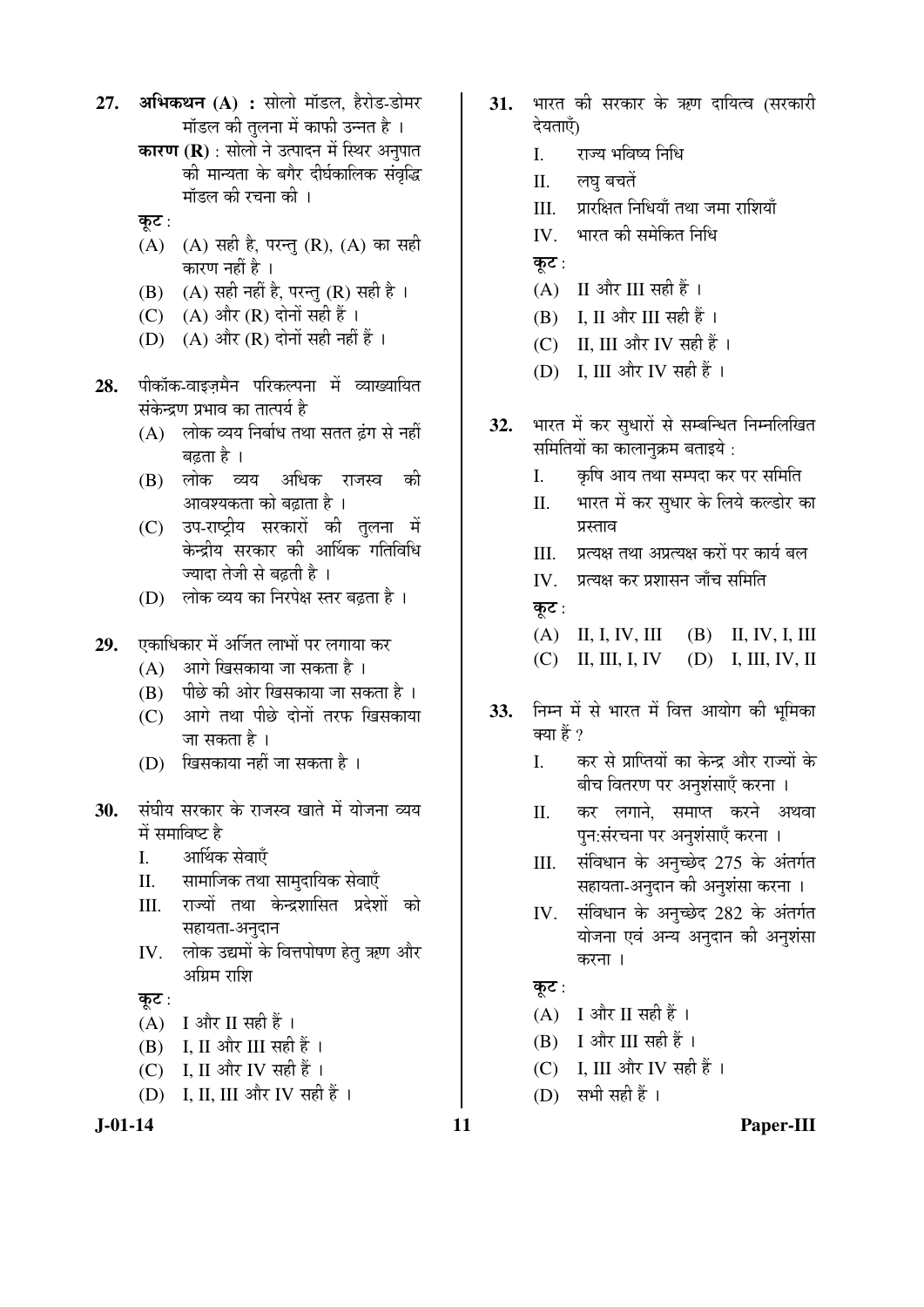27. **अभिकथन (A) :** सोलो मॉडल, हैरोड-डोमर मॉडल की तुलना में काफी उन्नत है ।

**कारण (R)** : सोलो ने उत्पादन में स्थिर अनुपात की मान्यता के बगैर दीर्घकालिक संवृद्धि मॉडल की रचना की ।

**कूट** :

(A) (A) सही है, परन्तु (R), (A) का सही कारण नहीं है ।
(B) (A) सही नहीं है, परन्तु (R) सही है ।
(C) (A) और (R) दोनों सही हैं ।
(D) (A) और (R) दोनों सही नहीं हैं ।

28. पीकॉक-वाइज़मैन परिकल्पना में व्याख्यायित संकेन्द्रण प्रभाव का तात्पर्य है

(A) लोक व्यय निर्बाध तथा सतत ढंग से नहीं बढ़ता है ।
(B) लोक व्यय अधिक राजस्व की आवश्यकता को बढ़ाता है ।
(C) उप-राष्ट्रीय सरकारों की तुलना में केन्द्रीय सरकार की आर्थिक गतिविधि ज्यादा तेजी से बढ़ती है ।
(D) लोक व्यय का निरपेक्ष स्तर बढ़ता है ।

29. एकाधिकार में अर्जित लाभों पर लगाया कर

(A) आगे खिसकाया जा सकता है ।
(B) पीछे की ओर खिसकाया जा सकता है ।
(C) आगे तथा पीछे दोनों तरफ खिसकाया जा सकता है ।
(D) खिसकाया नहीं जा सकता है ।

30. संघीय सरकार के राजस्व खाते में योजना व्यय में समाविष्ट है

I. आर्थिक सेवाएँ
II. सामाजिक तथा सामुदायिक सेवाएँ
III. राज्यों तथा केन्द्रशासित प्रदेशों को सहायता-अनुदान
IV. लोक उद्यमों के वित्तपोषण हेतु ऋण और अग्रिम राशि

**कूट** :

(A) I और II सही हैं ।
(B) I, II और III सही हैं ।
(C) I, II और IV सही हैं ।
(D) I, II, III और IV सही हैं ।

31. भारत की सरकार के ऋण दायित्व (सरकारी देयताएँ)

I. राज्य भविष्य निधि
II. लघु बचतें
III. प्रारक्षित निधियाँ तथा जमा राशियाँ
IV. भारत की समेकित निधि

**कूट** :

(A) II और III सही हैं ।
(B) I, II और III सही हैं ।
(C) II, III और IV सही हैं ।
(D) I, III और IV सही हैं ।

32. भारत में कर सुधारों से सम्बन्धित निम्नलिखित समितियों का कालानुक्रम बताइये :

I. कृषि आय तथा सम्पदा कर पर समिति
II. भारत में कर सुधार के लिये कल्डोर का प्रस्ताव
III. प्रत्यक्ष तथा अप्रत्यक्ष करों पर कार्य बल
IV. प्रत्यक्ष कर प्रशासन जाँच समिति

**कूट** :

(A) II, I, IV, III
(B) II, IV, I, III
(C) II, III, I, IV
(D) I, III, IV, II

33. निम्न में से भारत में वित्त आयोग की भूमिका क्या हैं ?

I. कर से प्राप्तियों का केन्द्र और राज्यों के बीच वितरण पर अनुशंसाएँ करना ।
II. कर लगाने, समाप्त करने अथवा पुन:संरचना पर अनुशंसाएँ करना ।
III. संविधान के अनुच्छेद 275 के अंतर्गत सहायता-अनुदान की अनुशंसा करना ।
IV. संविधान के अनुच्छेद 282 के अंतर्गत योजना एवं अन्य अनुदान की अनुशंसा करना ।

**कूट** :

(A) I और II सही हैं ।
(B) I और III सही हैं ।
(C) I, III और IV सही हैं ।
(D) सभी सही हैं ।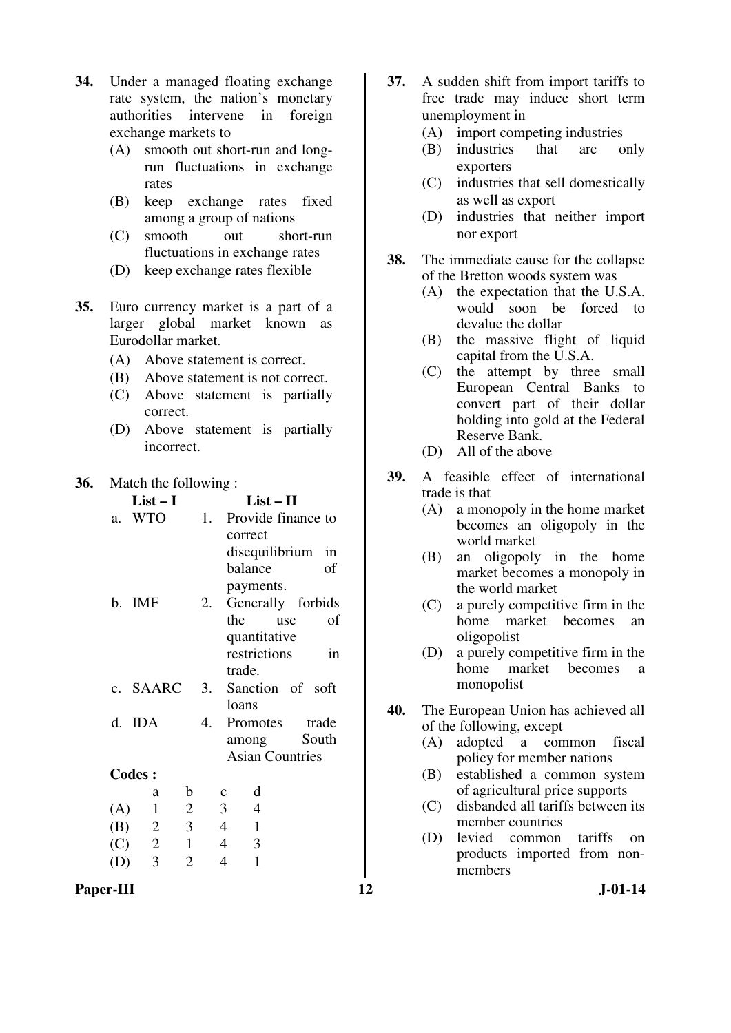**34.** Under a managed floating exchange rate system, the nation's monetary authorities intervene in foreign exchange markets to

(A) smooth out short-run and long-run fluctuations in exchange rates

(B) keep exchange rates fixed among a group of nations

(C) smooth out short-run fluctuations in exchange rates

(D) keep exchange rates flexible

**35.** Euro currency market is a part of a larger global market known as Eurodollar market.

(A) Above statement is correct.

(B) Above statement is not correct.

(C) Above statement is partially correct.

(D) Above statement is partially incorrect.

**36.** Match the following :

| | List – I | | List – II |
|---|---|---|---|
| a. | WTO | 1. | Provide finance to correct disequilibrium in balance of payments. |
| b. | IMF | 2. | Generally forbids the use of quantitative restrictions in trade. |
| c. | SAARC | 3. | Sanction of soft loans |
| d. | IDA | 4. | Promotes trade among South Asian Countries |

**Codes :**

| | a | b | c | d |
|---|---|---|---|---|
| (A) | 1 | 2 | 3 | 4 |
| (B) | 2 | 3 | 4 | 1 |
| (C) | 2 | 1 | 4 | 3 |
| (D) | 3 | 2 | 4 | 1 |

**37.** A sudden shift from import tariffs to free trade may induce short term unemployment in

(A) import competing industries

(B) industries that are only exporters

(C) industries that sell domestically as well as export

(D) industries that neither import nor export

**38.** The immediate cause for the collapse of the Bretton woods system was

(A) the expectation that the U.S.A. would soon be forced to devalue the dollar

(B) the massive flight of liquid capital from the U.S.A.

(C) the attempt by three small European Central Banks to convert part of their dollar holding into gold at the Federal Reserve Bank.

(D) All of the above

**39.** A feasible effect of international trade is that

(A) a monopoly in the home market becomes an oligopoly in the world market

(B) an oligopoly in the home market becomes a monopoly in the world market

(C) a purely competitive firm in the home market becomes an oligopolist

(D) a purely competitive firm in the home market becomes a monopolist

**40.** The European Union has achieved all of the following, except

(A) adopted a common fiscal policy for member nations

(B) established a common system of agricultural price supports

(C) disbanded all tariffs between its member countries

(D) levied common tariffs on products imported from non-members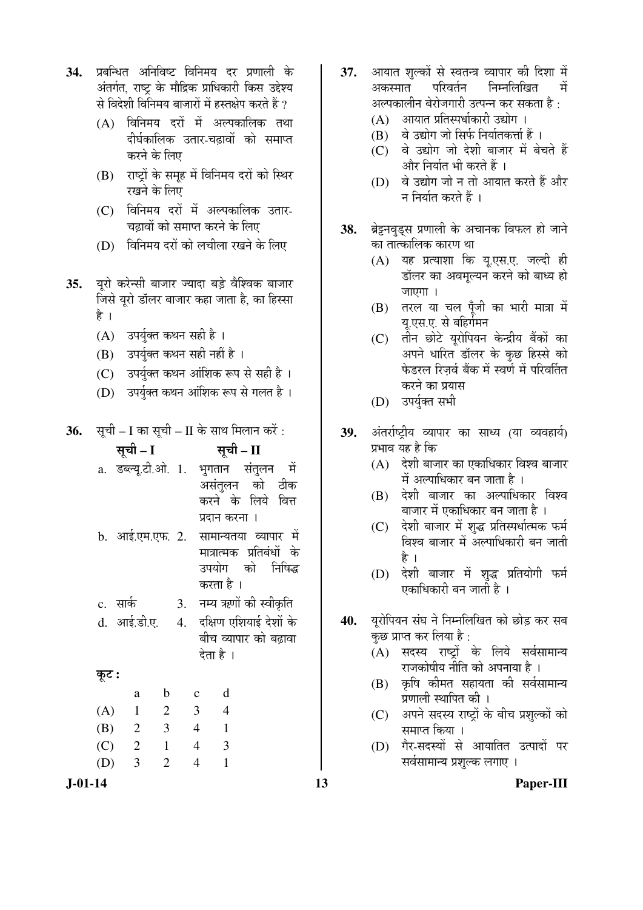34. प्रबन्धित अनिविष्ट विनिमय दर प्रणाली के अंतर्गत, राष्ट्र के मौद्रिक प्राधिकारी किस उद्देश्य से विदेशी विनिमय बाजारों में हस्तक्षेप करते हैं ?

(A) विनिमय दरों में अल्पकालिक तथा दीर्घकालिक उतार-चढ़ावों को समाप्त करने के लिए

(B) राष्ट्रों के समूह में विनिमय दरों को स्थिर रखने के लिए

(C) विनिमय दरों में अल्पकालिक उतार-चढ़ावों को समाप्त करने के लिए

(D) विनिमय दरों को लचीला रखने के लिए

35. यूरो करेन्सी बाजार ज्यादा बड़े वैश्विक बाजार जिसे यूरो डॉलर बाजार कहा जाता है, का हिस्सा है ।

(A) उपर्युक्त कथन सही है ।

(B) उपर्युक्त कथन सही नहीं है ।

(C) उपर्युक्त कथन आंशिक रूप से सही है ।

(D) उपर्युक्त कथन आंशिक रूप से गलत है ।

36. सूची – I का सूची – II के साथ मिलान करें :

| | सूची – I | | सूची – II |
|---|---|---|---|
| a. | डब्ल्यू.टी.ओ. | 1. | भुगतान संतुलन में असंतुलन को ठीक करने के लिये वित्त प्रदान करना । |
| b. | आई.एम.एफ. | 2. | सामान्यतया व्यापार में मात्रात्मक प्रतिबंधों के उपयोग को निषिद्ध करता है । |
| c. | सार्क | 3. | नम्य ऋणों की स्वीकृति |
| d. | आई.डी.ए. | 4. | दक्षिण एशियाई देशों के बीच व्यापार को बढ़ावा देता है । |

**कूट :**

| | a | b | c | d |
|---|---|---|---|---|
| (A) | 1 | 2 | 3 | 4 |
| (B) | 2 | 3 | 4 | 1 |
| (C) | 2 | 1 | 4 | 3 |
| (D) | 3 | 2 | 4 | 1 |

37. आयात शुल्कों से स्वतन्त्र व्यापार की दिशा में अकस्मात परिवर्तन निम्नलिखित में अल्पकालीन बेरोजगारी उत्पन्न कर सकता है :

(A) आयात प्रतिस्पर्धाकारी उद्योग ।

(B) वे उद्योग जो सिर्फ निर्यातकर्त्ता हैं ।

(C) वे उद्योग जो देशी बाजार में बेचते हैं और निर्यात भी करते हैं ।

(D) वे उद्योग जो न तो आयात करते हैं और न निर्यात करते हैं ।

38. ब्रेट्नवुड्स प्रणाली के अचानक विफल हो जाने का तात्कालिक कारण था

(A) यह प्रत्याशा कि यू.एस.ए. जल्दी ही डॉलर का अवमूल्यन करने को बाध्य हो जाएगा ।

(B) तरल या चल पूँजी का भारी मात्रा में यू.एस.ए. से बहिर्गमन

(C) तीन छोटे यूरोपियन केन्द्रीय बैंकों का अपने धारित डॉलर के कुछ हिस्से को फेडरल रिज़र्व बैंक में स्वर्ण में परिवर्तित करने का प्रयास

(D) उपर्युक्त सभी

39. अंतर्राष्ट्रीय व्यापार का साध्य (या व्यवहार्य) प्रभाव यह है कि

(A) देशी बाजार का एकाधिकार विश्व बाजार में अल्पाधिकार बन जाता है ।

(B) देशी बाजार का अल्पाधिकार विश्व बाजार में एकाधिकार बन जाता है ।

(C) देशी बाजार में शुद्ध प्रतिस्पर्धात्मक फर्म विश्व बाजार में अल्पाधिकारी बन जाती है ।

(D) देशी बाजार में शुद्ध प्रतियोगी फर्म एकाधिकारी बन जाती है ।

40. यूरोपियन संघ ने निम्नलिखित को छोड़ कर सब कुछ प्राप्त कर लिया है :

(A) सदस्य राष्ट्रों के लिये सर्वसामान्य राजकोषीय नीति को अपनाया है ।

(B) कृषि कीमत सहायता की सर्वसामान्य प्रणाली स्थापित की ।

(C) अपने सदस्य राष्ट्रों के बीच प्रशुल्कों को समाप्त किया ।

(D) गैर-सदस्यों से आयातित उत्पादों पर सर्वसामान्य प्रशुल्क लगाए ।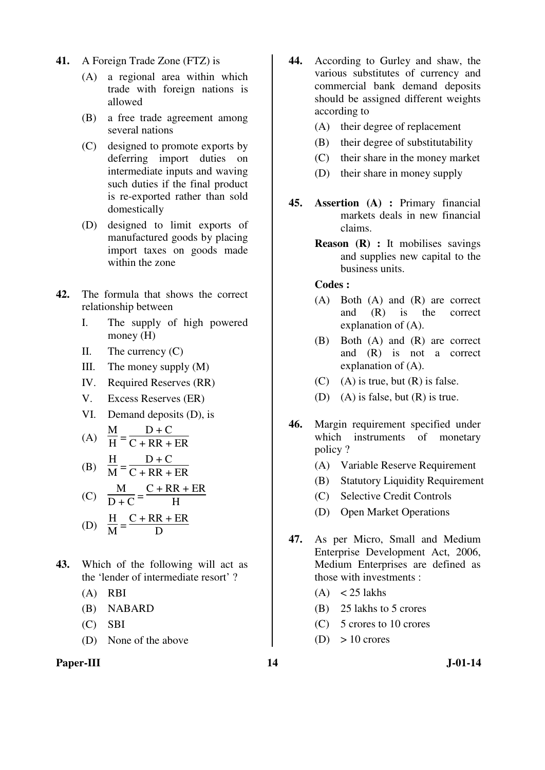**41.** A Foreign Trade Zone (FTZ) is

(A) a regional area within which trade with foreign nations is allowed

(B) a free trade agreement among several nations

(C) designed to promote exports by deferring import duties on intermediate inputs and waving such duties if the final product is re-exported rather than sold domestically

(D) designed to limit exports of manufactured goods by placing import taxes on goods made within the zone

**42.** The formula that shows the correct relationship between

I. The supply of high powered money (H)

II. The currency (C)

III. The money supply (M)

IV. Required Reserves (RR)

V. Excess Reserves (ER)

VI. Demand deposits (D), is

(A) $\frac{M}{H} = \frac{D + C}{C + RR + ER}$

(B) $\frac{H}{M} = \frac{D + C}{C + RR + ER}$

(C) $\frac{M}{D + C} = \frac{C + RR + ER}{H}$

(D) $\frac{H}{M} = \frac{C + RR + ER}{D}$

**43.** Which of the following will act as the 'lender of intermediate resort' ?

(A) RBI

(B) NABARD

(C) SBI

(D) None of the above

**44.** According to Gurley and shaw, the various substitutes of currency and commercial bank demand deposits should be assigned different weights according to

(A) their degree of replacement

(B) their degree of substitutability

(C) their share in the money market

(D) their share in money supply

**45.** **Assertion (A) :** Primary financial markets deals in new financial claims.

**Reason (R) :** It mobilises savings and supplies new capital to the business units.

**Codes :**

(A) Both (A) and (R) are correct and (R) is the correct explanation of (A).

(B) Both (A) and (R) are correct and (R) is not a correct explanation of (A).

(C) (A) is true, but (R) is false.

(D) (A) is false, but (R) is true.

**46.** Margin requirement specified under which instruments of monetary policy ?

(A) Variable Reserve Requirement

(B) Statutory Liquidity Requirement

(C) Selective Credit Controls

(D) Open Market Operations

**47.** As per Micro, Small and Medium Enterprise Development Act, 2006, Medium Enterprises are defined as those with investments :

(A) < 25 lakhs

(B) 25 lakhs to 5 crores

(C) 5 crores to 10 crores

(D) > 10 crores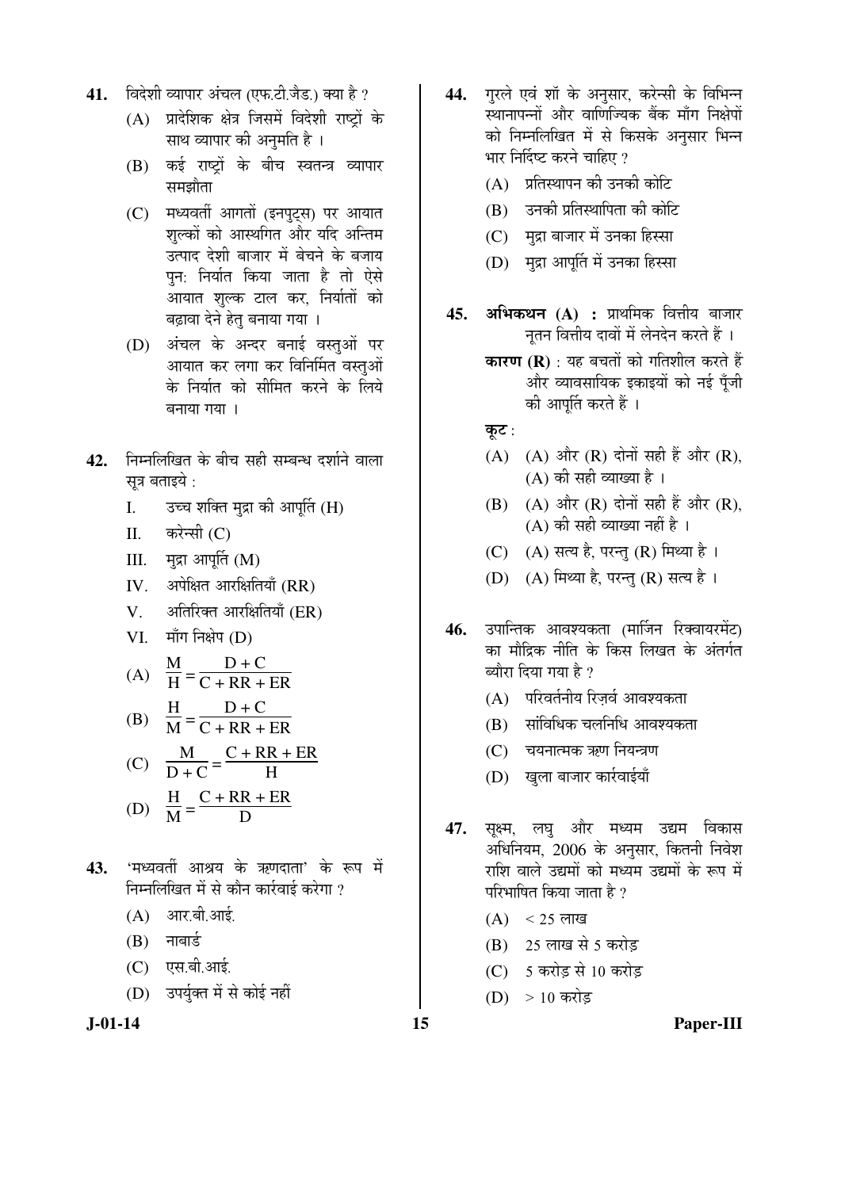41. विदेशी व्यापार अंचल (एफ.टी.ज़ैड.) क्या है ?

 (A) प्रादेशिक क्षेत्र जिसमें विदेशी राष्ट्रों के साथ व्यापार की अनुमति है ।
 (B) कई राष्ट्रों के बीच स्वतन्त्र व्यापार समझौता
 (C) मध्यवर्ती आगतों (इनपुट्स) पर आयात शुल्कों को आस्थगित और यदि अन्तिम उत्पाद देशी बाजार में बेचने के बजाय पुन: निर्यात किया जाता है तो ऐसे आयात शुल्क टाल कर, निर्यातों को बढ़ावा देने हेतु बनाया गया ।
 (D) अंचल के अन्दर बनाई वस्तुओं पर आयात कर लगा कर विनिर्मित वस्तुओं के निर्यात को सीमित करने के लिये बनाया गया ।

42. निम्नलिखित के बीच सही सम्बन्ध दर्शाने वाला सूत्र बताइये :

 I. उच्च शक्ति मुद्रा की आपूर्ति (H)
 II. करेन्सी (C)
 III. मुद्रा आपूर्ति (M)
 IV. अपेक्षित आरक्षितियाँ (RR)
 V. अतिरिक्त आरक्षितियाँ (ER)
 VI. माँग निक्षेप (D)

 (A) $\frac{M}{H} = \frac{D + C}{C + RR + ER}$
 (B) $\frac{H}{M} = \frac{D + C}{C + RR + ER}$
 (C) $\frac{M}{D + C} = \frac{C + RR + ER}{H}$
 (D) $\frac{H}{M} = \frac{C + RR + ER}{D}$

43. 'मध्यवर्ती आश्रय के ऋणदाता' के रूप में निम्नलिखित में से कौन कार्रवाई करेगा ?

 (A) आर.बी.आई.
 (B) नाबार्ड
 (C) एस.बी.आई.
 (D) उपर्युक्त में से कोई नहीं

44. गुरले एवं शॉ के अनुसार, करेन्सी के विभिन्न स्थानापन्नों और वाणिज्यिक बैंक माँग निक्षेपों को निम्नलिखित में से किसके अनुसार भिन्न भार निर्दिष्ट करने चाहिए ?

 (A) प्रतिस्थापन की उनकी कोटि
 (B) उनकी प्रतिस्थापिता की कोटि
 (C) मुद्रा बाजार में उनका हिस्सा
 (D) मुद्रा आपूर्ति में उनका हिस्सा

45. **अभिकथन (A) :** प्राथमिक वित्तीय बाजार नूतन वित्तीय दावों में लेनदेन करते हैं ।

 **कारण (R)** : यह बचतों को गतिशील करते हैं और व्यावसायिक इकाइयों को नई पूँजी की आपूर्ति करते हैं ।

 **कूट** :

 (A) (A) और (R) दोनों सही हैं और (R), (A) की सही व्याख्या है ।
 (B) (A) और (R) दोनों सही हैं और (R), (A) की सही व्याख्या नहीं है ।
 (C) (A) सत्य है, परन्तु (R) मिथ्या है ।
 (D) (A) मिथ्या है, परन्तु (R) सत्य है ।

46. उपान्तिक आवश्यकता (मार्जिन रिक्वायरमेंट) का मौद्रिक नीति के किस लिखत के अंतर्गत ब्यौरा दिया गया है ?

 (A) परिवर्तनीय रिज़र्व आवश्यकता
 (B) सांविधिक चलनिधि आवश्यकता
 (C) चयनात्मक ऋण नियन्त्रण
 (D) खुला बाजार कार्रवाईयाँ

47. सूक्ष्म, लघु और मध्यम उद्यम विकास अधिनियम, 2006 के अनुसार, कितनी निवेश राशि वाले उद्यमों को मध्यम उद्यमों के रूप में परिभाषित किया जाता है ?

 (A) < 25 लाख
 (B) 25 लाख से 5 करोड़
 (C) 5 करोड़ से 10 करोड़
 (D) > 10 करोड़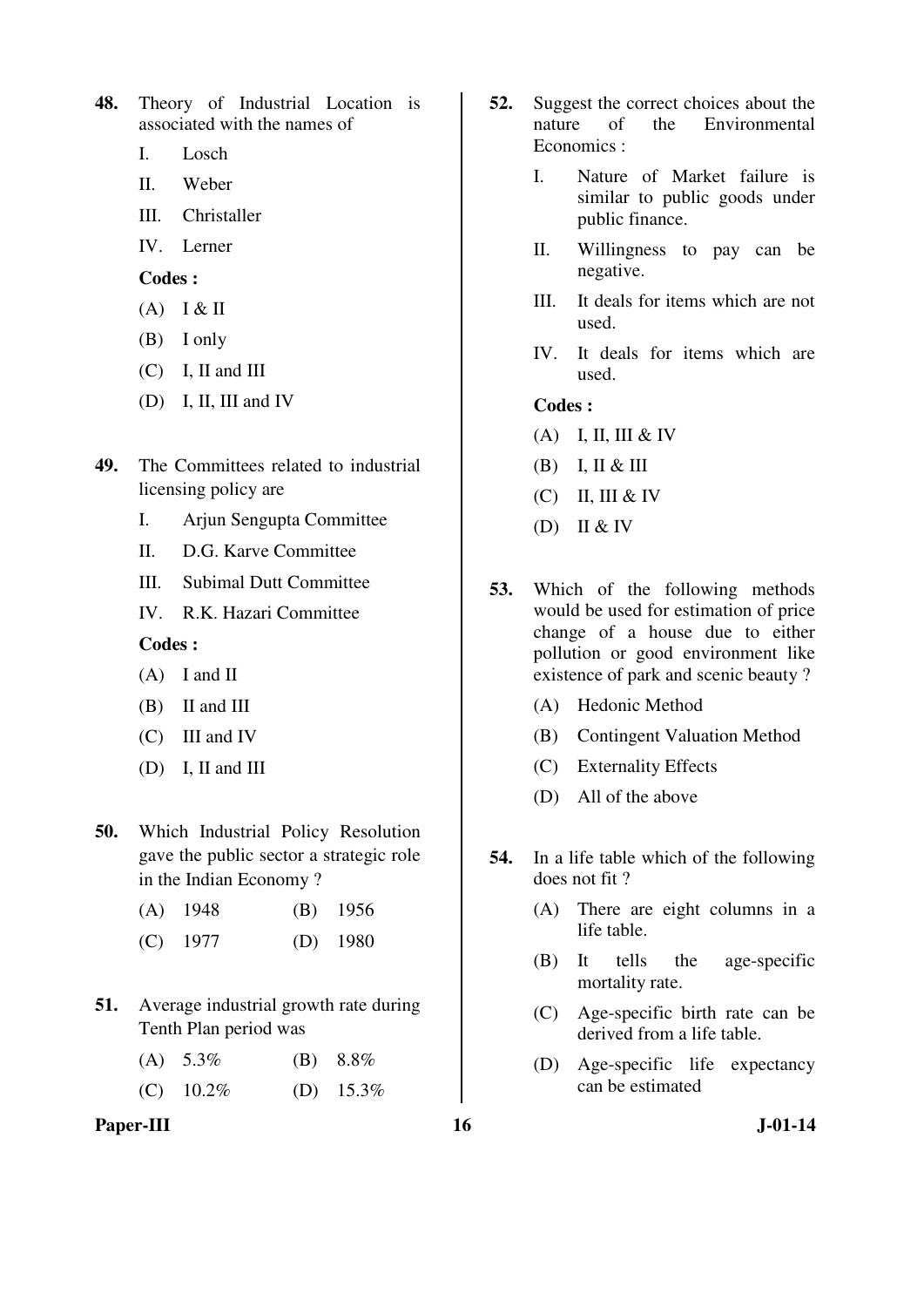48. Theory of Industrial Location is associated with the names of

I. Losch

II. Weber

III. Christaller

IV. Lerner

**Codes :**

(A) I & II

(B) I only

(C) I, II and III

(D) I, II, III and IV

49. The Committees related to industrial licensing policy are

I. Arjun Sengupta Committee

II. D.G. Karve Committee

III. Subimal Dutt Committee

IV. R.K. Hazari Committee

**Codes :**

(A) I and II

(B) II and III

(C) III and IV

(D) I, II and III

50. Which Industrial Policy Resolution gave the public sector a strategic role in the Indian Economy ?

(A) 1948 (B) 1956

(C) 1977 (D) 1980

51. Average industrial growth rate during Tenth Plan period was

(A) 5.3% (B) 8.8%

(C) 10.2% (D) 15.3%

52. Suggest the correct choices about the nature of the Environmental Economics :

I. Nature of Market failure is similar to public goods under public finance.

II. Willingness to pay can be negative.

III. It deals for items which are not used.

IV. It deals for items which are used.

**Codes :**

(A) I, II, III & IV

(B) I, II & III

(C) II, III & IV

(D) II & IV

53. Which of the following methods would be used for estimation of price change of a house due to either pollution or good environment like existence of park and scenic beauty ?

(A) Hedonic Method

(B) Contingent Valuation Method

(C) Externality Effects

(D) All of the above

54. In a life table which of the following does not fit ?

(A) There are eight columns in a life table.

(B) It tells the age-specific mortality rate.

(C) Age-specific birth rate can be derived from a life table.

(D) Age-specific life expectancy can be estimated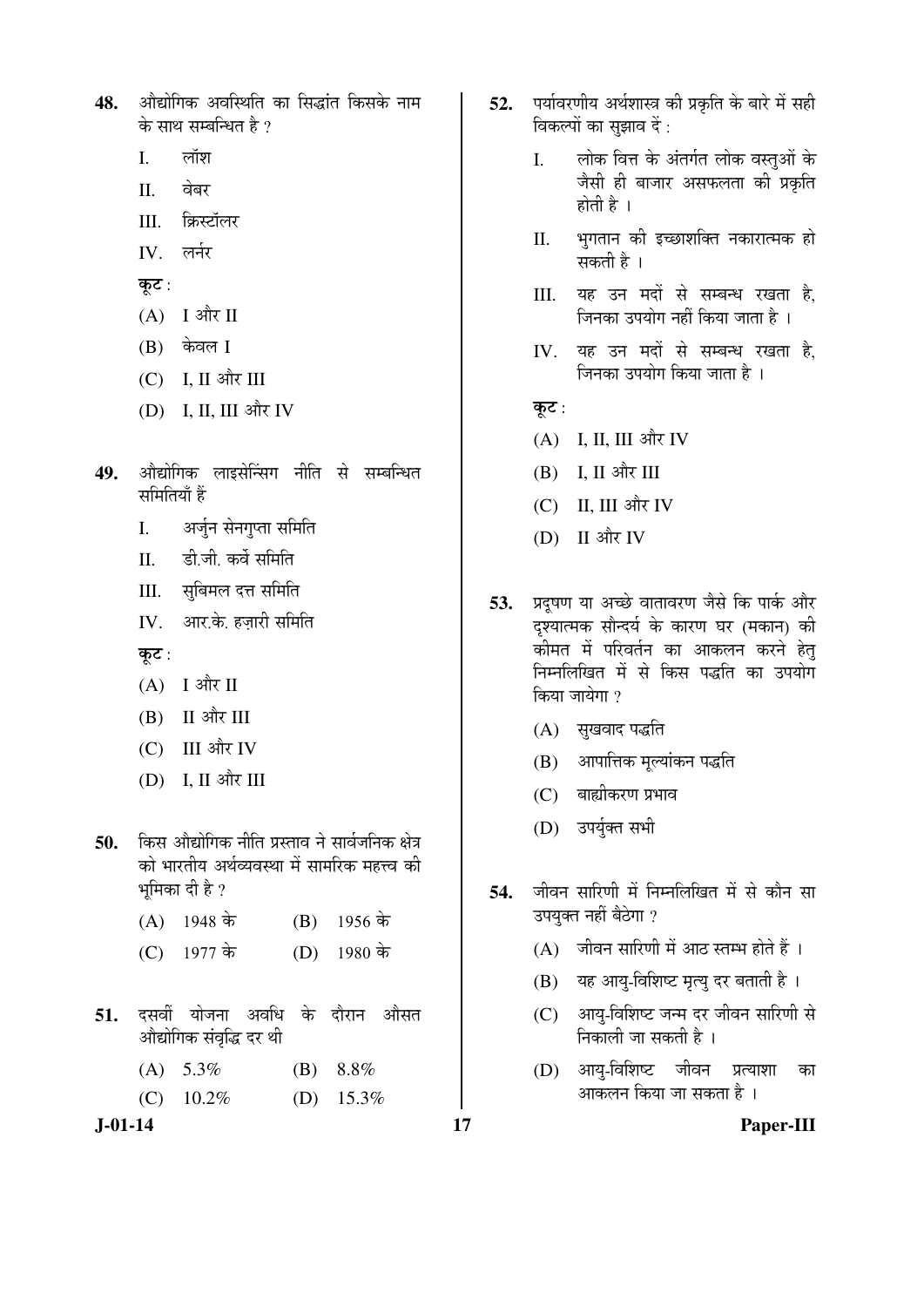**48.** औद्योगिक अवस्थिति का सिद्धांत किसके नाम के साथ सम्बन्धित है ?

I. लॉश

II. वेबर

III. क्रिस्टॉलर

IV. लर्नर

**कूट :**

(A) I और II

(B) केवल I

(C) I, II और III

(D) I, II, III और IV

**49.** औद्योगिक लाइसेन्सिंग नीति से सम्बन्धित समितियाँ हैं

I. अर्जुन सेनगुप्ता समिति

II. डी.जी. कर्वे समिति

III. सुबिमल दत्त समिति

IV. आर.के. हज़ारी समिति

**कूट :**

(A) I और II

(B) II और III

(C) III और IV

(D) I, II और III

**50.** किस औद्योगिक नीति प्रस्ताव ने सार्वजनिक क्षेत्र को भारतीय अर्थव्यवस्था में सामरिक महत्त्व की भूमिका दी है ?

(A) 1948 के (B) 1956 के

(C) 1977 के (D) 1980 के

**51.** दसवीं योजना अवधि के दौरान औसत औद्योगिक संवृद्धि दर थी

(A) 5.3% (B) 8.8%

(C) 10.2% (D) 15.3%

**52.** पर्यावरणीय अर्थशास्त्र की प्रकृति के बारे में सही विकल्पों का सुझाव दें :

I. लोक वित्त के अंतर्गत लोक वस्तुओं के जैसी ही बाजार असफलता की प्रकृति होती है ।

II. भुगतान की इच्छाशक्ति नकारात्मक हो सकती है ।

III. यह उन मदों से सम्बन्ध रखता है, जिनका उपयोग नहीं किया जाता है ।

IV. यह उन मदों से सम्बन्ध रखता है, जिनका उपयोग किया जाता है ।

**कूट :**

(A) I, II, III और IV

(B) I, II और III

(C) II, III और IV

(D) II और IV

**53.** प्रदूषण या अच्छे वातावरण जैसे कि पार्क और दृश्यात्मक सौन्दर्य के कारण घर (मकान) की कीमत में परिवर्तन का आकलन करने हेतु निम्नलिखित में से किस पद्धति का उपयोग किया जायेगा ?

(A) सुखवाद पद्धति

(B) आपात्तिक मूल्यांकन पद्धति

(C) बाह्यीकरण प्रभाव

(D) उपर्युक्त सभी

**54.** जीवन सारिणी में निम्नलिखित में से कौन सा उपयुक्त नहीं बैठेगा ?

(A) जीवन सारिणी में आठ स्तम्भ होते हैं ।

(B) यह आयु-विशिष्ट मृत्यु दर बताती है ।

(C) आयु-विशिष्ट जन्म दर जीवन सारिणी से निकाली जा सकती है ।

(D) आयु-विशिष्ट जीवन प्रत्याशा का आकलन किया जा सकता है ।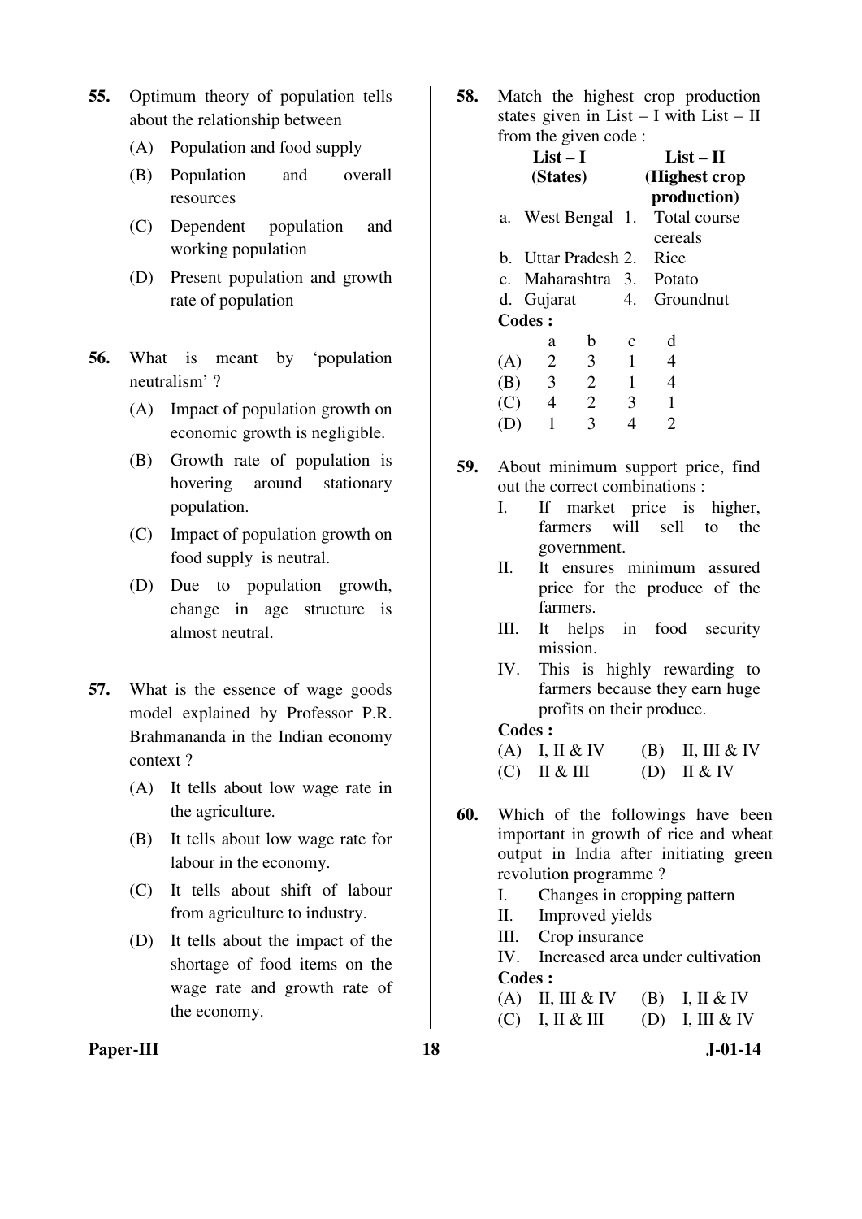55. Optimum theory of population tells about the relationship between

 (A) Population and food supply
 (B) Population and overall resources
 (C) Dependent population and working population
 (D) Present population and growth rate of population

56. What is meant by 'population neutralism' ?

 (A) Impact of population growth on economic growth is negligible.
 (B) Growth rate of population is hovering around stationary population.
 (C) Impact of population growth on food supply is neutral.
 (D) Due to population growth, change in age structure is almost neutral.

57. What is the essence of wage goods model explained by Professor P.R. Brahmananda in the Indian economy context ?

 (A) It tells about low wage rate in the agriculture.
 (B) It tells about low wage rate for labour in the economy.
 (C) It tells about shift of labour from agriculture to industry.
 (D) It tells about the impact of the shortage of food items on the wage rate and growth rate of the economy.

58. Match the highest crop production states given in List – I with List – II from the given code :

| List – I (States) | List – II (Highest crop production) |
|---|---|
| a. West Bengal | 1. Total course cereals |
| b. Uttar Pradesh | 2. Rice |
| c. Maharashtra | 3. Potato |
| d. Gujarat | 4. Groundnut |

**Codes :**

| | a | b | c | d |
|---|---|---|---|---|
| (A) | 2 | 3 | 1 | 4 |
| (B) | 3 | 2 | 1 | 4 |
| (C) | 4 | 2 | 3 | 1 |
| (D) | 1 | 3 | 4 | 2 |

59. About minimum support price, find out the correct combinations :

 I. If market price is higher, farmers will sell to the government.
 II. It ensures minimum assured price for the produce of the farmers.
 III. It helps in food security mission.
 IV. This is highly rewarding to farmers because they earn huge profits on their produce.

 **Codes :**
 (A) I, II & IV (B) II, III & IV
 (C) II & III (D) II & IV

60. Which of the followings have been important in growth of rice and wheat output in India after initiating green revolution programme ?

 I. Changes in cropping pattern
 II. Improved yields
 III. Crop insurance
 IV. Increased area under cultivation

 **Codes :**
 (A) II, III & IV (B) I, II & IV
 (C) I, II & III (D) I, III & IV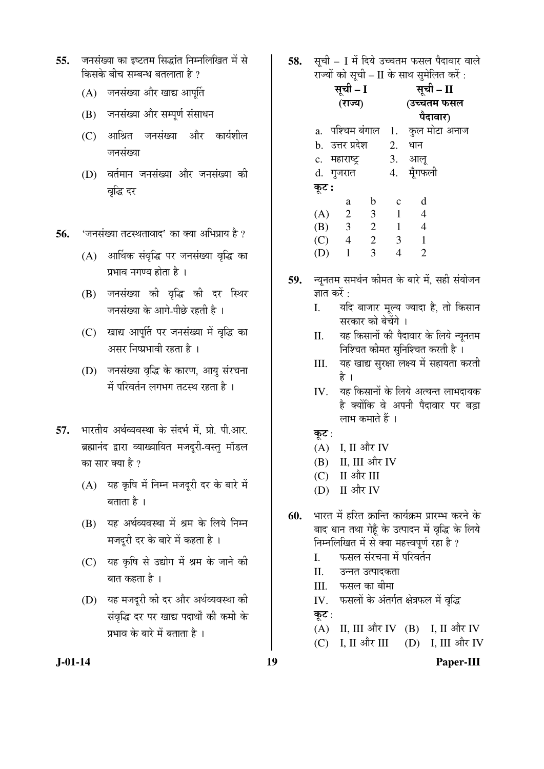**55.** जनसंख्या का इष्टतम सिद्धांत निम्नलिखित में से किसके बीच सम्बन्ध बतलाता है ?

(A) जनसंख्या और खाद्य आपूर्ति

(B) जनसंख्या और सम्पूर्ण संसाधन

(C) आश्रित जनसंख्या और कार्यशील जनसंख्या

(D) वर्तमान जनसंख्या और जनसंख्या की वृद्धि दर

**56.** 'जनसंख्या तटस्थतावाद' का क्या अभिप्राय है ?

(A) आर्थिक संवृद्धि पर जनसंख्या वृद्धि का प्रभाव नगण्य होता है ।

(B) जनसंख्या की वृद्धि की दर स्थिर जनसंख्या के आगे-पीछे रहती है ।

(C) खाद्य आपूर्ति पर जनसंख्या में वृद्धि का असर निष्प्रभावी रहता है ।

(D) जनसंख्या वृद्धि के कारण, आयु संरचना में परिवर्तन लगभग तटस्थ रहता है ।

**57.** भारतीय अर्थव्यवस्था के संदर्भ में, प्रो. पी.आर. ब्रह्मानंद द्वारा व्याख्यायित मजदूरी-वस्तु मॉडल का सार क्या है ?

(A) यह कृषि में निम्न मजदूरी दर के बारे में बताता है ।

(B) यह अर्थव्यवस्था में श्रम के लिये निम्न मजदूरी दर के बारे में कहता है ।

(C) यह कृषि से उद्योग में श्रम के जाने की बात कहता है ।

(D) यह मजदूरी की दर और अर्थव्यवस्था की संवृद्धि दर पर खाद्य पदार्थों की कमी के प्रभाव के बारे में बताता है ।

**58.** सूची – I में दिये उच्चतम फसल पैदावार वाले राज्यों को सूची – II के साथ सुमेलित करें :

| सूची – I (राज्य) | सूची – II (उच्चतम फसल पैदावार) |
|---|---|
| a. पश्चिम बंगाल | 1. कुल मोटा अनाज |
| b. उत्तर प्रदेश | 2. धान |
| c. महाराष्ट्र | 3. आलू |
| d. गुजरात | 4. मूँगफली |

**कूट :**

| | a | b | c | d |
|---|---|---|---|---|
| (A) | 2 | 3 | 1 | 4 |
| (B) | 3 | 2 | 1 | 4 |
| (C) | 4 | 2 | 3 | 1 |
| (D) | 1 | 3 | 4 | 2 |

**59.** न्यूनतम समर्थन कीमत के बारे में, सही संयोजन ज्ञात करें :

I. यदि बाजार मूल्य ज्यादा है, तो किसान सरकार को बेचेंगे ।

II. यह किसानों की पैदावार के लिये न्यूनतम निश्चित कीमत सुनिश्चित करती है ।

III. यह खाद्य सुरक्षा लक्ष्य में सहायता करती है ।

IV. यह किसानों के लिये अत्यन्त लाभदायक है क्योंकि वे अपनी पैदावार पर बड़ा लाभ कमाते हैं ।

**कूट :**

(A) I, II और IV

(B) II, III और IV

(C) II और III

(D) II और IV

**60.** भारत में हरित क्रान्ति कार्यक्रम प्रारम्भ करने के बाद धान तथा गेहूँ के उत्पादन में वृद्धि के लिये निम्नलिखित में से क्या महत्त्वपूर्ण रहा है ?

I. फसल संरचना में परिवर्तन

II. उन्नत उत्पादकता

III. फसल का बीमा

IV. फसलों के अंतर्गत क्षेत्रफल में वृद्धि

**कूट :**

(A) II, III और IV

(B) I, II और IV

(C) I, II और III

(D) I, III और IV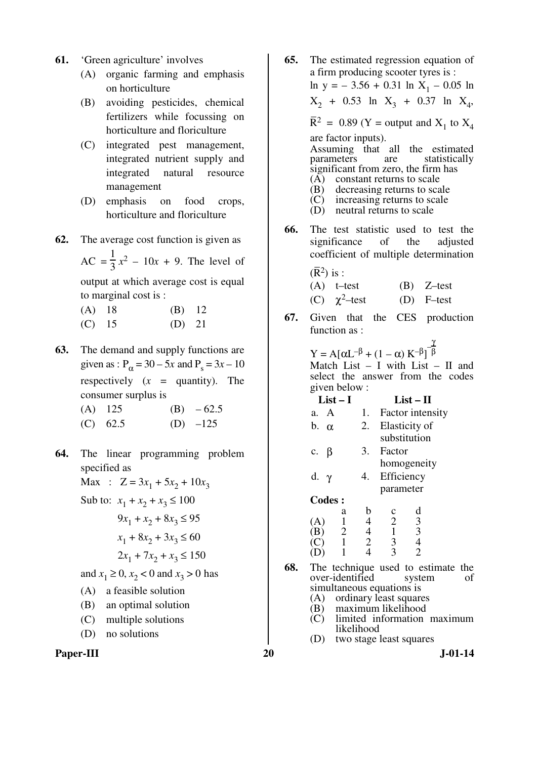**61.** 'Green agriculture' involves

(A) organic farming and emphasis on horticulture

(B) avoiding pesticides, chemical fertilizers while focussing on horticulture and floriculture

(C) integrated pest management, integrated nutrient supply and integrated natural resource management

(D) emphasis on food crops, horticulture and floriculture

**62.** The average cost function is given as $AC = \frac{1}{3}x^2 - 10x + 9$. The level of output at which average cost is equal to marginal cost is :

(A) 18 (B) 12

(C) 15 (D) 21

**63.** The demand and supply functions are given as : $P_\alpha = 30 - 5x$ and $P_s = 3x - 10$ respectively ($x$ = quantity). The consumer surplus is

(A) 125 (B) – 62.5

(C) 62.5 (D) –125

**64.** The linear programming problem specified as

Max : $Z = 3x_1 + 5x_2 + 10x_3$

Sub to: $x_1 + x_2 + x_3 \leq 100$

$9x_1 + x_2 + 8x_3 \leq 95$

$x_1 + 8x_2 + 3x_3 \leq 60$

$2x_1 + 7x_2 + x_3 \leq 150$

and $x_1 \geq 0, x_2 < 0$ and $x_3 > 0$ has

(A) a feasible solution

(B) an optimal solution

(C) multiple solutions

(D) no solutions

**65.** The estimated regression equation of a firm producing scooter tyres is :

$\ln y = -3.56 + 0.31 \ln X_1 - 0.05 \ln X_2 + 0.53 \ln X_3 + 0.37 \ln X_4$,

$\bar{R}^2 = 0.89$ (Y = output and $X_1$ to $X_4$ are factor inputs).

Assuming that all the estimated parameters are statistically significant from zero, the firm has

(A) constant returns to scale

(B) decreasing returns to scale

(C) increasing returns to scale

(D) neutral returns to scale

**66.** The test statistic used to test the significance of the adjusted coefficient of multiple determination ($\bar{R}^2$) is :

(A) t–test (B) Z–test

(C) $\chi^2$–test (D) F–test

**67.** Given that the CES production function as :

$$Y = A[\alpha L^{-\beta} + (1 - \alpha) K^{-\beta}]^{-\frac{\gamma}{\beta}}$$

Match List – I with List – II and select the answer from the codes given below :

| List – I | List – II |
|---|---|
| a. A | 1. Factor intensity |
| b. $\alpha$ | 2. Elasticity of substitution |
| c. $\beta$ | 3. Factor homogeneity |
| d. $\gamma$ | 4. Efficiency parameter |

**Codes :**

| | a | b | c | d |
|---|---|---|---|---|
| (A) | 1 | 4 | 2 | 3 |
| (B) | 2 | 4 | 1 | 3 |
| (C) | 1 | 2 | 3 | 4 |
| (D) | 1 | 4 | 3 | 2 |

**68.** The technique used to estimate the over-identified system of simultaneous equations is

(A) ordinary least squares

(B) maximum likelihood

(C) limited information maximum likelihood

(D) two stage least squares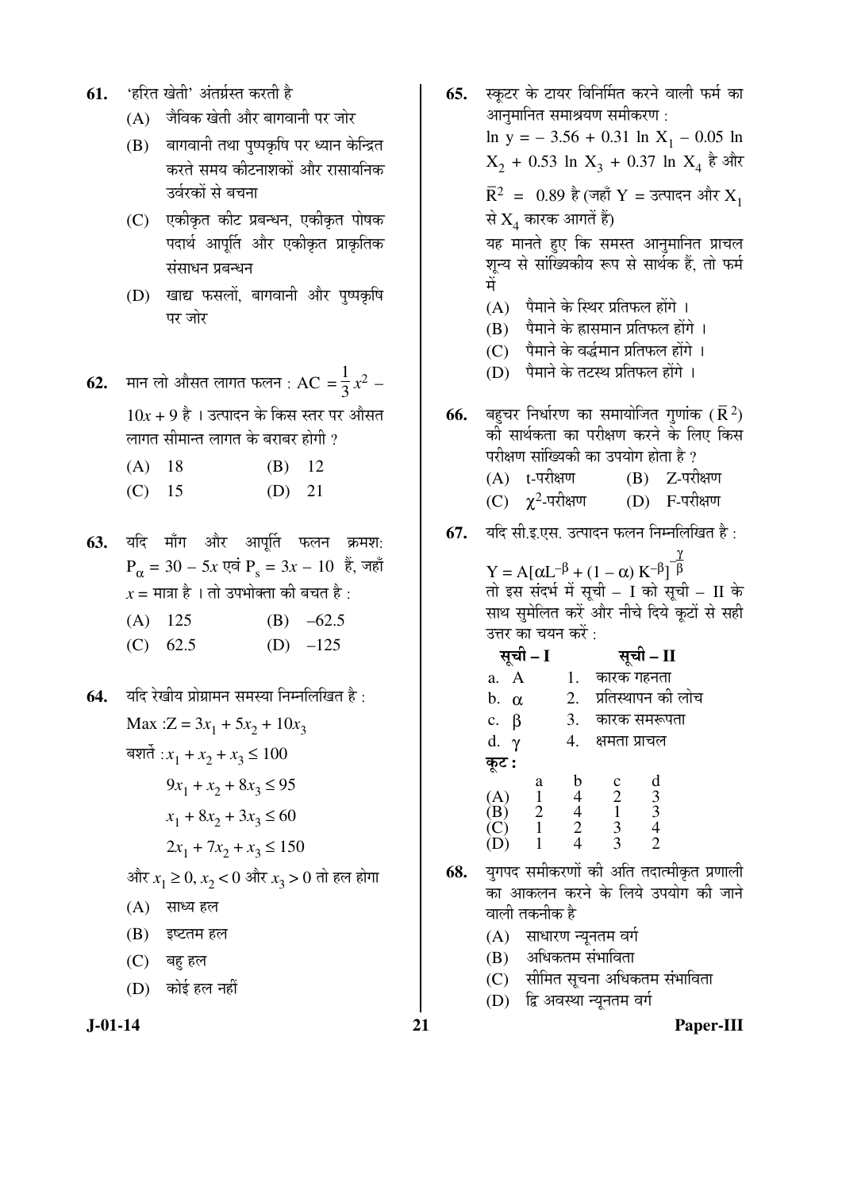61. 'हरित खेती' अंतर्ग्रस्त करती है

(A) जैविक खेती और बागवानी पर जोर

(B) बागवानी तथा पुष्पकृषि पर ध्यान केन्द्रित करते समय कीटनाशकों और रासायनिक उर्वरकों से बचना

(C) एकीकृत कीट प्रबन्धन, एकीकृत पोषक पदार्थ आपूर्ति और एकीकृत प्राकृतिक संसाधन प्रबन्धन

(D) खाद्य फसलों, बागवानी और पुष्पकृषि पर जोर

62. मान लो औसत लागत फलन : $AC = \frac{1}{3}x^2 - 10x + 9$ है । उत्पादन के किस स्तर पर औसत लागत सीमान्त लागत के बराबर होगी ?

(A) 18 (B) 12

(C) 15 (D) 21

63. यदि माँग और आपूर्ति फलन क्रमश: $P_\alpha = 30 - 5x$ एवं $P_s = 3x - 10$ हैं, जहाँ $x$ = मात्रा है । तो उपभोक्ता की बचत है :

(A) 125 (B) –62.5

(C) 62.5 (D) –125

64. यदि रेखीय प्रोग्रामन समस्या निम्नलिखित है :

Max : $Z = 3x_1 + 5x_2 + 10x_3$

बशर्ते : $x_1 + x_2 + x_3 \leq 100$

$9x_1 + x_2 + 8x_3 \leq 95$

$x_1 + 8x_2 + 3x_3 \leq 60$

$2x_1 + 7x_2 + x_3 \leq 150$

और $x_1 \geq 0, x_2 < 0$ और $x_3 > 0$ तो हल होगा

(A) साध्य हल

(B) इष्टतम हल

(C) बहु हल

(D) कोई हल नहीं

65. स्कूटर के टायर विनिर्मित करने वाली फर्म का आनुमानित समाश्रयण समीकरण :

$\ln y = -3.56 + 0.31 \ln X_1 - 0.05 \ln X_2 + 0.53 \ln X_3 + 0.37 \ln X_4$ है और $\bar{R}^2 = 0.89$ है (जहाँ Y = उत्पादन और $X_1$ से $X_4$ कारक आगतें हैं)

यह मानते हुए कि समस्त आनुमानित प्राचल शून्य से सांख्यिकीय रूप से सार्थक हैं, तो फर्म में

(A) पैमाने के स्थिर प्रतिफल होंगे ।

(B) पैमाने के ह्रासमान प्रतिफल होंगे ।

(C) पैमाने के वर्द्धमान प्रतिफल होंगे ।

(D) पैमाने के तटस्थ प्रतिफल होंगे ।

66. बहुचर निर्धारण का समायोजित गुणांक ($\bar{R}^2$) की सार्थकता का परीक्षण करने के लिए किस परीक्षण सांख्यिकी का उपयोग होता है ?

(A) t-परीक्षण (B) Z-परीक्षण

(C) $\chi^2$-परीक्षण (D) F-परीक्षण

67. यदि सी.इ.एस. उत्पादन फलन निम्नलिखित है :

$Y = A[\alpha L^{-\beta} + (1-\alpha) K^{-\beta}]^{-\frac{\gamma}{\beta}}$

तो इस संदर्भ में सूची – I को सूची – II के साथ सुमेलित करें और नीचे दिये कूटों से सही उत्तर का चयन करें :

| सूची – I | सूची – II |
|---|---|
| a. A | 1. कारक गहनता |
| b. $\alpha$ | 2. प्रतिस्थापन की लोच |
| c. $\beta$ | 3. कारक समरूपता |
| d. $\gamma$ | 4. क्षमता प्राचल |

**कूट :**

| | a | b | c | d |
|---|---|---|---|---|
| (A) | 1 | 4 | 2 | 3 |
| (B) | 2 | 4 | 1 | 3 |
| (C) | 1 | 2 | 3 | 4 |
| (D) | 1 | 4 | 3 | 2 |

68. युगपद समीकरणों की अति तदात्मीकृत प्रणाली का आकलन करने के लिये उपयोग की जाने वाली तकनीक है

(A) साधारण न्यूनतम वर्ग

(B) अधिकतम संभाविता

(C) सीमित सूचना अधिकतम संभाविता

(D) द्वि अवस्था न्यूनतम वर्ग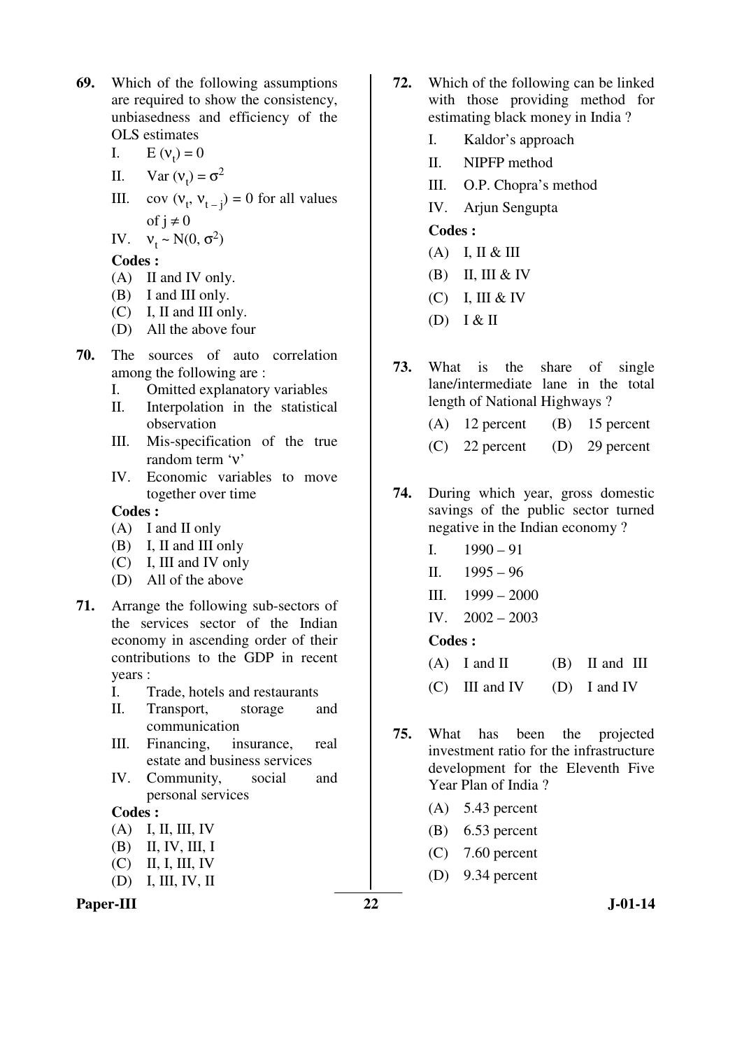69. Which of the following assumptions are required to show the consistency, unbiasedness and efficiency of the OLS estimates

    I. $E(\nu_t) = 0$

    II. $Var(\nu_t) = \sigma^2$

    III. $cov(\nu_t, \nu_{t-j}) = 0$ for all values of $j \neq 0$

    IV. $\nu_t \sim N(0, \sigma^2)$

    **Codes :**

    (A) II and IV only.
    (B) I and III only.
    (C) I, II and III only.
    (D) All the above four

70. The sources of auto correlation among the following are :

    I. Omitted explanatory variables

    II. Interpolation in the statistical observation

    III. Mis-specification of the true random term 'ν'

    IV. Economic variables to move together over time

    **Codes :**

    (A) I and II only
    (B) I, II and III only
    (C) I, III and IV only
    (D) All of the above

71. Arrange the following sub-sectors of the services sector of the Indian economy in ascending order of their contributions to the GDP in recent years :

    I. Trade, hotels and restaurants

    II. Transport, storage and communication

    III. Financing, insurance, real estate and business services

    IV. Community, social and personal services

    **Codes :**

    (A) I, II, III, IV
    (B) II, IV, III, I
    (C) II, I, III, IV
    (D) I, III, IV, II

72. Which of the following can be linked with those providing method for estimating black money in India ?

    I. Kaldor's approach

    II. NIPFP method

    III. O.P. Chopra's method

    IV. Arjun Sengupta

    **Codes :**

    (A) I, II & III
    (B) II, III & IV
    (C) I, III & IV
    (D) I & II

73. What is the share of single lane/intermediate lane in the total length of National Highways ?

    (A) 12 percent
    (B) 15 percent
    (C) 22 percent
    (D) 29 percent

74. During which year, gross domestic savings of the public sector turned negative in the Indian economy ?

    I. 1990 – 91

    II. 1995 – 96

    III. 1999 – 2000

    IV. 2002 – 2003

    **Codes :**

    (A) I and II
    (B) II and III
    (C) III and IV
    (D) I and IV

75. What has been the projected investment ratio for the infrastructure development for the Eleventh Five Year Plan of India ?

    (A) 5.43 percent
    (B) 6.53 percent
    (C) 7.60 percent
    (D) 9.34 percent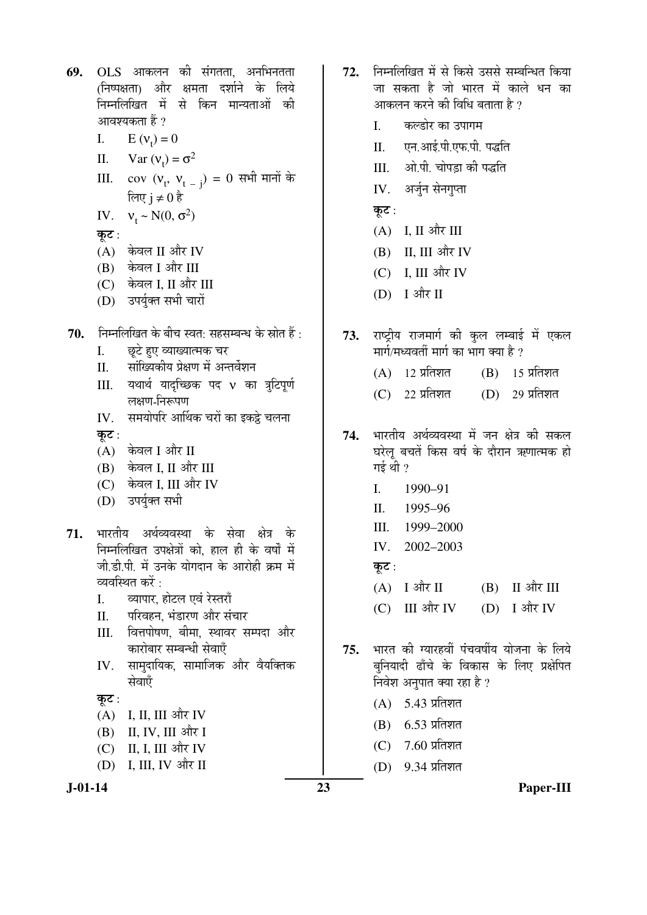69. OLS आकलन की संगतता, अनभिनतता (निष्पक्षता) और क्षमता दर्शाने के लिये निम्नलिखित में से किन मान्यताओं की आवश्यकता हैं ?

   I. $E(v_t) = 0$

   II. $Var(v_t) = \sigma^2$

   III. $cov(v_t, v_{t-j}) = 0$ सभी मानों के लिए $j \neq 0$ है

   IV. $v_t \sim N(0, \sigma^2)$

   कूट :

   (A) केवल II और IV

   (B) केवल I और III

   (C) केवल I, II और III

   (D) उपर्युक्त सभी चारों

70. निम्नलिखित के बीच स्वत: सहसम्बन्ध के स्रोत हैं :

   I. छूटे हुए व्याख्यात्मक चर

   II. सांख्यिकीय प्रेक्षण में अन्तर्वेशन

   III. यथार्थ यादृच्छिक पद v का त्रुटिपूर्ण लक्षण-निरूपण

   IV. समयोपरि आर्थिक चरों का इकट्ठे चलना

   कूट :

   (A) केवल I और II

   (B) केवल I, II और III

   (C) केवल I, III और IV

   (D) उपर्युक्त सभी

71. भारतीय अर्थव्यवस्था के सेवा क्षेत्र के निम्नलिखित उपक्षेत्रों को, हाल ही के वर्षों में जी.डी.पी. में उनके योगदान के आरोही क्रम में व्यवस्थित करें :

   I. व्यापार, होटल एवं रेस्तराँ

   II. परिवहन, भंडारण और संचार

   III. वित्तपोषण, बीमा, स्थावर सम्पदा और कारोबार सम्बन्धी सेवाएँ

   IV. सामुदायिक, सामाजिक और वैयक्तिक सेवाएँ

   कूट :

   (A) I, II, III और IV

   (B) II, IV, III और I

   (C) II, I, III और IV

   (D) I, III, IV और II

72. निम्नलिखित में से किसे उससे सम्बन्धित किया जा सकता है जो भारत में काले धन का आकलन करने की विधि बताता है ?

   I. कल्डोर का उपागम

   II. एन.आई.पी.एफ.पी. पद्धति

   III. ओ.पी. चोपड़ा की पद्धति

   IV. अर्जुन सेनगुप्ता

   कूट :

   (A) I, II और III

   (B) II, III और IV

   (C) I, III और IV

   (D) I और II

73. राष्ट्रीय राजमार्ग की कुल लम्बाई में एकल मार्ग/मध्यवर्ती मार्ग का भाग क्या है ?

   (A) 12 प्रतिशत

   (B) 15 प्रतिशत

   (C) 22 प्रतिशत

   (D) 29 प्रतिशत

74. भारतीय अर्थव्यवस्था में जन क्षेत्र की सकल घरेलू बचतें किस वर्ष के दौरान ऋणात्मक हो गई थी ?

   I. 1990–91

   II. 1995–96

   III. 1999–2000

   IV. 2002–2003

   कूट :

   (A) I और II

   (B) II और III

   (C) III और IV

   (D) I और IV

75. भारत की ग्यारहवीं पंचवर्षीय योजना के लिये बुनियादी ढाँचे के विकास के लिए प्रक्षेपित निवेश अनुपात क्या रहा है ?

   (A) 5.43 प्रतिशत

   (B) 6.53 प्रतिशत

   (C) 7.60 प्रतिशत

   (D) 9.34 प्रतिशत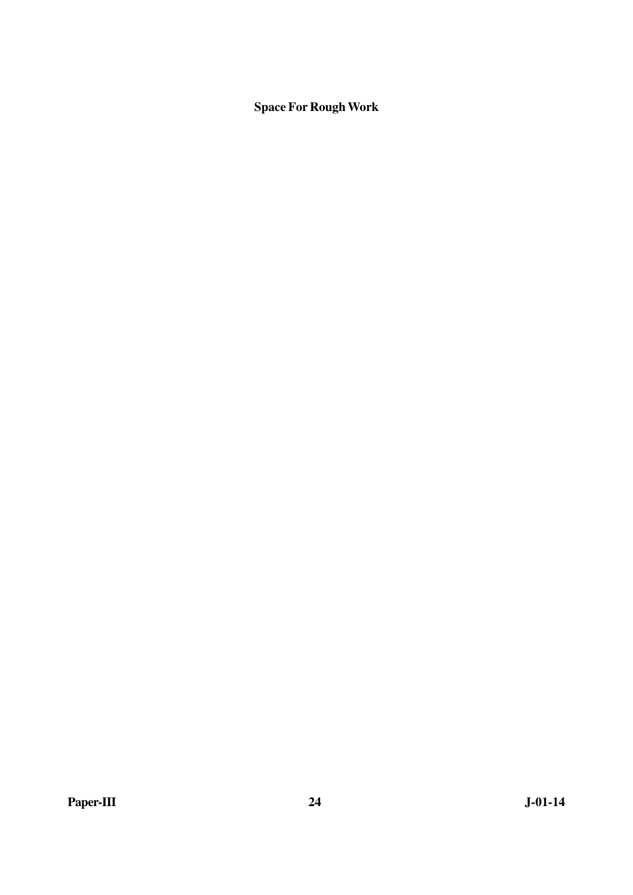**Space For Rough Work**